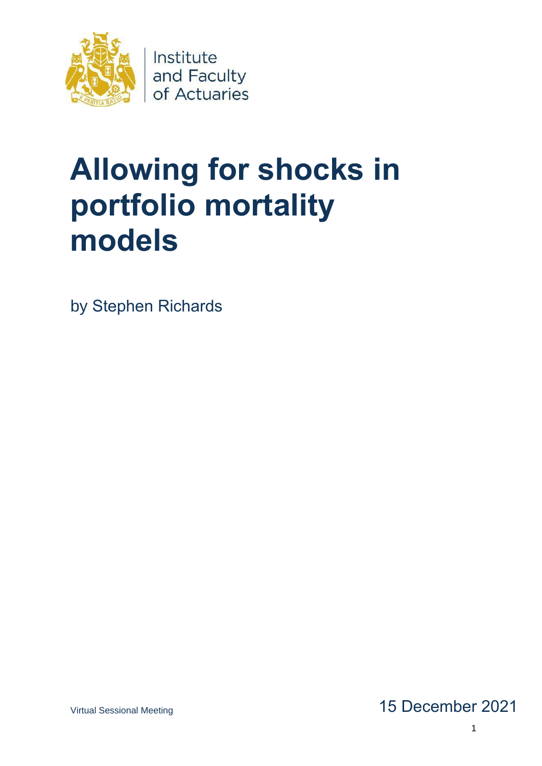Institute and Faculty of Actuaries

# Allowing for shocks in portfolio mortality models

by Stephen Richards

Virtual Sessional Meeting

15 December 2021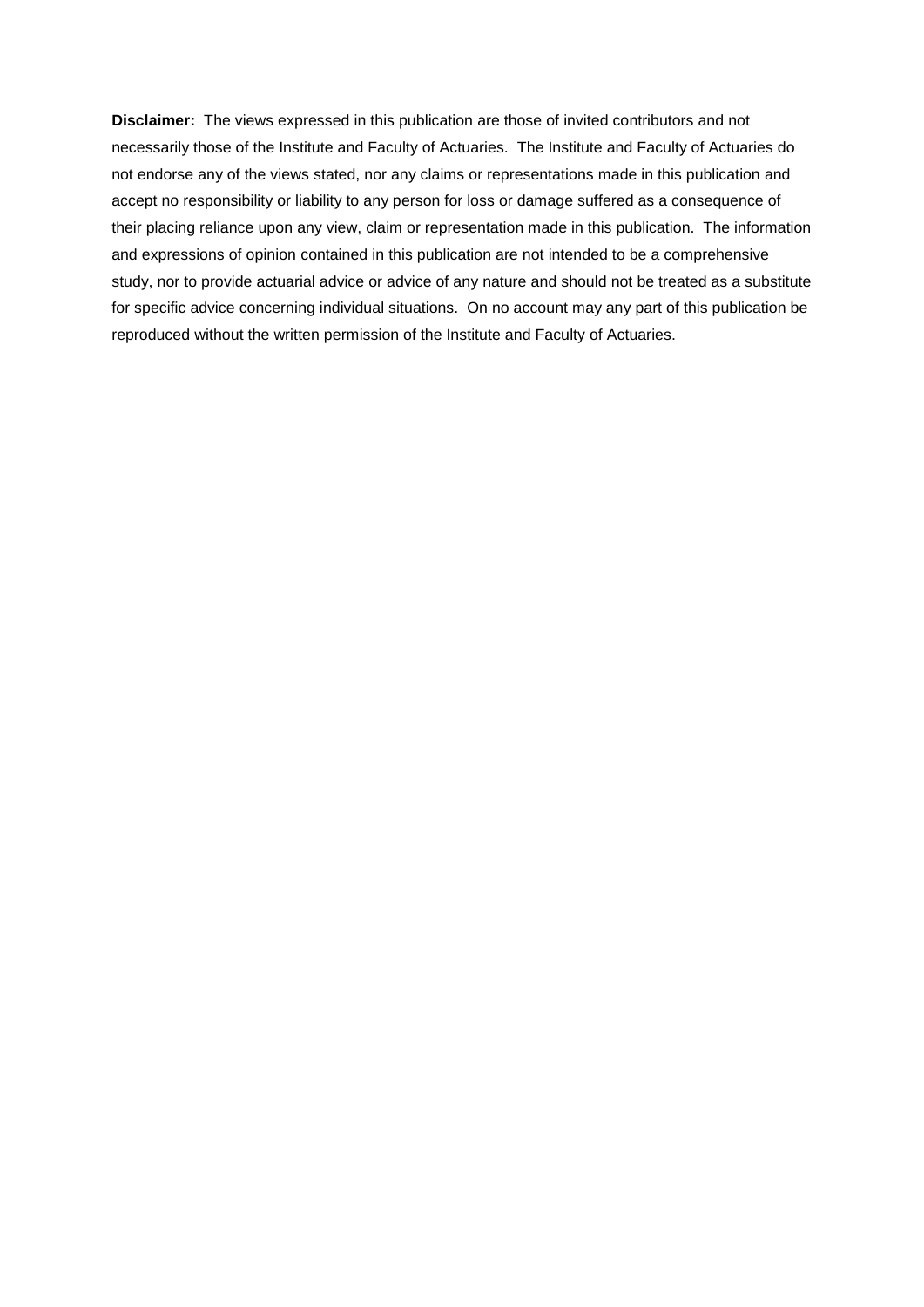**Disclaimer:** The views expressed in this publication are those of invited contributors and not necessarily those of the Institute and Faculty of Actuaries. The Institute and Faculty of Actuaries do not endorse any of the views stated, nor any claims or representations made in this publication and accept no responsibility or liability to any person for loss or damage suffered as a consequence of their placing reliance upon any view, claim or representation made in this publication. The information and expressions of opinion contained in this publication are not intended to be a comprehensive study, nor to provide actuarial advice or advice of any nature and should not be treated as a substitute for specific advice concerning individual situations. On no account may any part of this publication be reproduced without the written permission of the Institute and Faculty of Actuaries.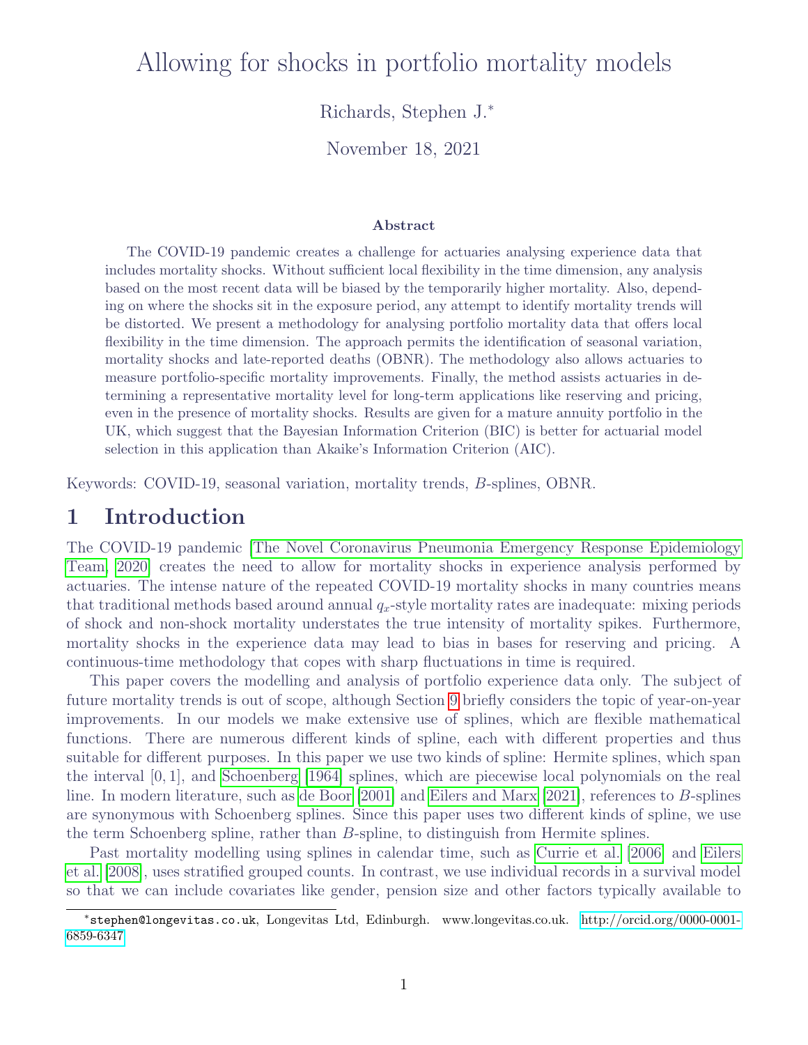# Allowing for shocks in portfolio mortality models

Richards, Stephen J.[*]

November 18, 2021

### Abstract

The COVID-19 pandemic creates a challenge for actuaries analysing experience data that includes mortality shocks. Without sufficient local flexibility in the time dimension, any analysis based on the most recent data will be biased by the temporarily higher mortality. Also, depending on where the shocks sit in the exposure period, any attempt to identify mortality trends will be distorted. We present a methodology for analysing portfolio mortality data that offers local flexibility in the time dimension. The approach permits the identification of seasonal variation, mortality shocks and late-reported deaths (OBNR). The methodology also allows actuaries to measure portfolio-specific mortality improvements. Finally, the method assists actuaries in determining a representative mortality level for long-term applications like reserving and pricing, even in the presence of mortality shocks. Results are given for a mature annuity portfolio in the UK, which suggest that the Bayesian Information Criterion (BIC) is better for actuarial model selection in this application than Akaike's Information Criterion (AIC).

Keywords: COVID-19, seasonal variation, mortality trends, *B*-splines, OBNR.

# 1 Introduction

The COVID-19 pandemic [The Novel Coronavirus Pneumonia Emergency Response Epidemiology Team, 2020] creates the need to allow for mortality shocks in experience analysis performed by actuaries. The intense nature of the repeated COVID-19 mortality shocks in many countries means that traditional methods based around annual $q_x$-style mortality rates are inadequate: mixing periods of shock and non-shock mortality understates the true intensity of mortality spikes. Furthermore, mortality shocks in the experience data may lead to bias in bases for reserving and pricing. A continuous-time methodology that copes with sharp fluctuations in time is required.

This paper covers the modelling and analysis of portfolio experience data only. The subject of future mortality trends is out of scope, although Section 9 briefly considers the topic of year-on-year improvements. In our models we make extensive use of splines, which are flexible mathematical functions. There are numerous different kinds of spline, each with different properties and thus suitable for different purposes. In this paper we use two kinds of spline: Hermite splines, which span the interval $[0, 1]$, and Schoenberg [1964] splines, which are piecewise local polynomials on the real line. In modern literature, such as de Boor [2001] and Eilers and Marx [2021], references to *B*-splines are synonymous with Schoenberg splines. Since this paper uses two different kinds of spline, we use the term Schoenberg spline, rather than *B*-spline, to distinguish from Hermite splines.

Past mortality modelling using splines in calendar time, such as Currie et al. [2006] and Eilers et al. [2008], uses stratified grouped counts. In contrast, we use individual records in a survival model so that we can include covariates like gender, pension size and other factors typically available to

[*] stephen@longevitas.co.uk, Longevitas Ltd, Edinburgh. www.longevitas.co.uk. http://orcid.org/0000-0001-6859-6347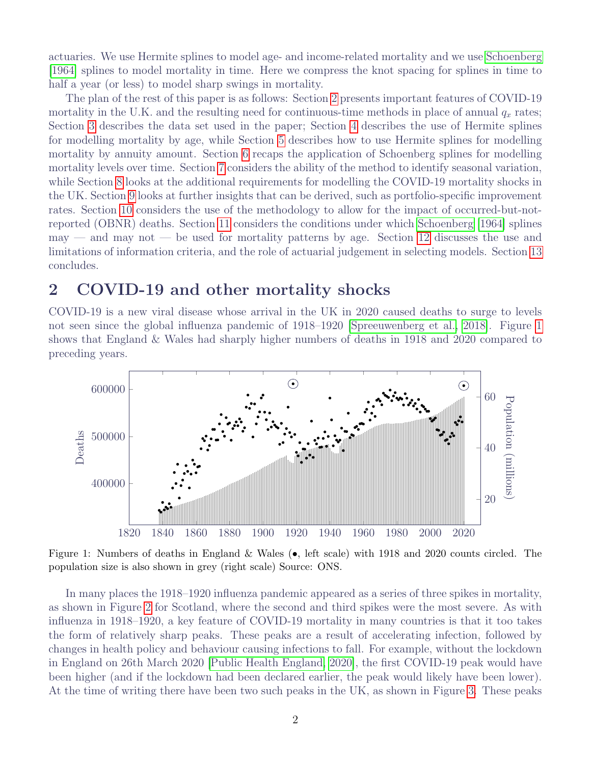actuaries. We use Hermite splines to model age- and income-related mortality and we use Schoenberg [1964] splines to model mortality in time. Here we compress the knot spacing for splines in time to half a year (or less) to model sharp swings in mortality.

The plan of the rest of this paper is as follows: Section 2 presents important features of COVID-19 mortality in the U.K. and the resulting need for continuous-time methods in place of annual $q_x$ rates; Section 3 describes the data set used in the paper; Section 4 describes the use of Hermite splines for modelling mortality by age, while Section 5 describes how to use Hermite splines for modelling mortality by annuity amount. Section 6 recaps the application of Schoenberg splines for modelling mortality levels over time. Section 7 considers the ability of the method to identify seasonal variation, while Section 8 looks at the additional requirements for modelling the COVID-19 mortality shocks in the UK. Section 9 looks at further insights that can be derived, such as portfolio-specific improvement rates. Section 10 considers the use of the methodology to allow for the impact of occurred-but-not-reported (OBNR) deaths. Section 11 considers the conditions under which Schoenberg [1964] splines may — and may not — be used for mortality patterns by age. Section 12 discusses the use and limitations of information criteria, and the role of actuarial judgement in selecting models. Section 13 concludes.

## 2 COVID-19 and other mortality shocks

COVID-19 is a new viral disease whose arrival in the UK in 2020 caused deaths to surge to levels not seen since the global influenza pandemic of 1918–1920 [Spreeuwenberg et al., 2018]. Figure 1 shows that England & Wales had sharply higher numbers of deaths in 1918 and 2020 compared to preceding years.

Figure 1: Numbers of deaths in England & Wales (•, left scale) with 1918 and 2020 counts circled. The population size is also shown in grey (right scale) Source: ONS.

In many places the 1918–1920 influenza pandemic appeared as a series of three spikes in mortality, as shown in Figure 2 for Scotland, where the second and third spikes were the most severe. As with influenza in 1918–1920, a key feature of COVID-19 mortality in many countries is that it too takes the form of relatively sharp peaks. These peaks are a result of accelerating infection, followed by changes in health policy and behaviour causing infections to fall. For example, without the lockdown in England on 26th March 2020 [Public Health England, 2020], the first COVID-19 peak would have been higher (and if the lockdown had been declared earlier, the peak would likely have been lower). At the time of writing there have been two such peaks in the UK, as shown in Figure 3. These peaks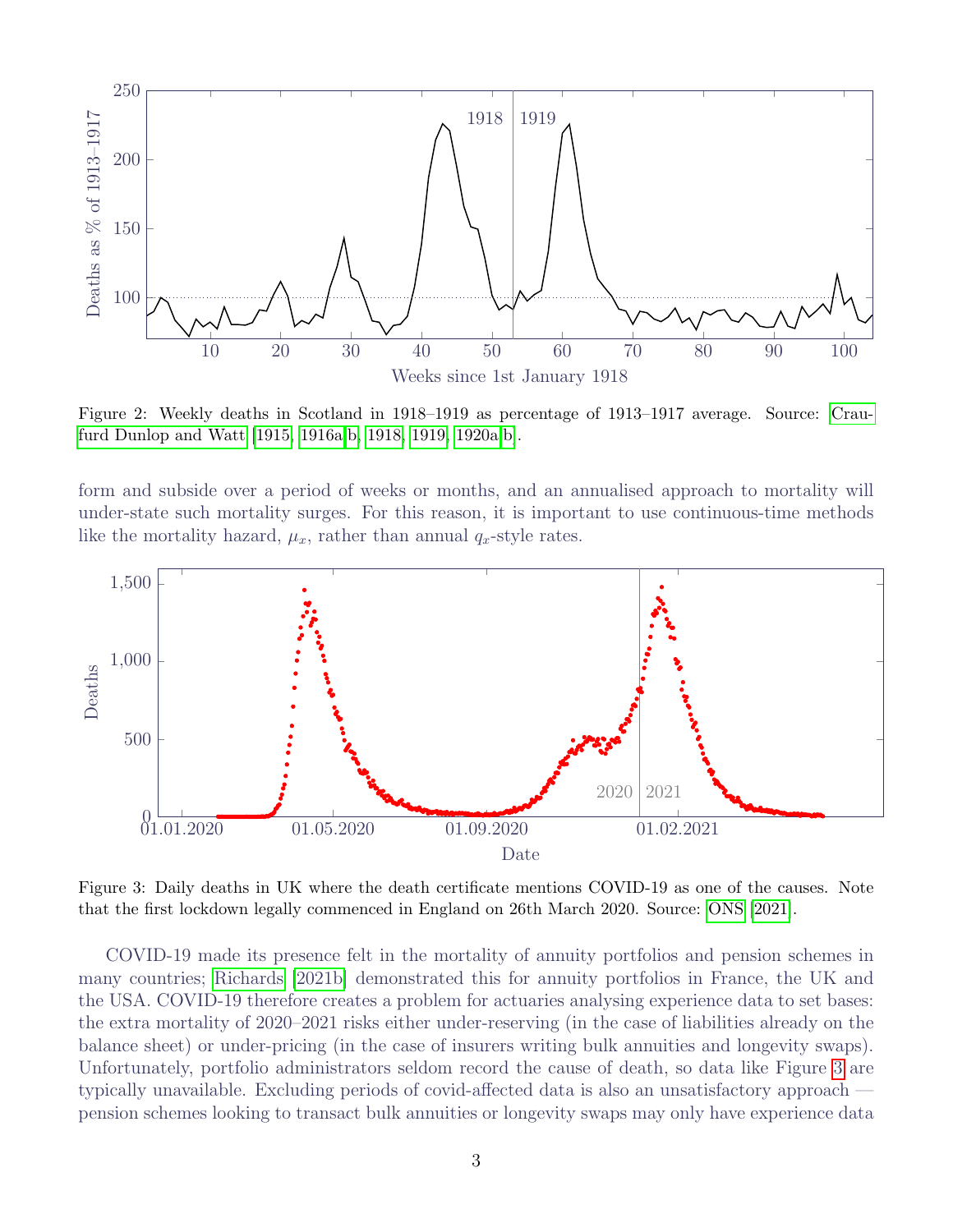Figure 2: Weekly deaths in Scotland in 1918–1919 as percentage of 1913–1917 average. Source: Craufurd Dunlop and Watt (1915, 1916a,b, 1918, 1919, 1920a,b).

form and subside over a period of weeks or months, and an annualised approach to mortality will under-state such mortality surges. For this reason, it is important to use continuous-time methods like the mortality hazard, $\mu_x$, rather than annual $q_x$-style rates.

Figure 3: Daily deaths in UK where the death certificate mentions COVID-19 as one of the causes. Note that the first lockdown legally commenced in England on 26th March 2020. Source: ONS (2021).

COVID-19 made its presence felt in the mortality of annuity portfolios and pension schemes in many countries; Richards (2021b) demonstrated this for annuity portfolios in France, the UK and the USA. COVID-19 therefore creates a problem for actuaries analysing experience data to set bases: the extra mortality of 2020–2021 risks either under-reserving (in the case of liabilities already on the balance sheet) or under-pricing (in the case of insurers writing bulk annuities and longevity swaps). Unfortunately, portfolio administrators seldom record the cause of death, so data like Figure 3 are typically unavailable. Excluding periods of covid-affected data is also an unsatisfactory approach — pension schemes looking to transact bulk annuities or longevity swaps may only have experience data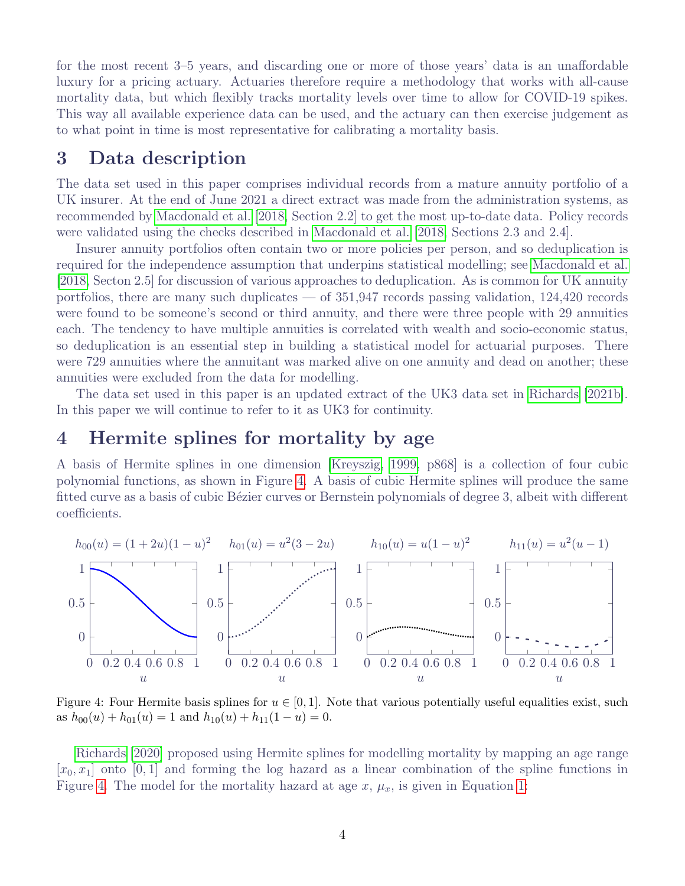for the most recent 3–5 years, and discarding one or more of those years' data is an unaffordable luxury for a pricing actuary. Actuaries therefore require a methodology that works with all-cause mortality data, but which flexibly tracks mortality levels over time to allow for COVID-19 spikes. This way all available experience data can be used, and the actuary can then exercise judgement as to what point in time is most representative for calibrating a mortality basis.

## 3 Data description

The data set used in this paper comprises individual records from a mature annuity portfolio of a UK insurer. At the end of June 2021 a direct extract was made from the administration systems, as recommended by Macdonald et al. [2018, Section 2.2] to get the most up-to-date data. Policy records were validated using the checks described in Macdonald et al. [2018, Sections 2.3 and 2.4].

Insurer annuity portfolios often contain two or more policies per person, and so deduplication is required for the independence assumption that underpins statistical modelling; see Macdonald et al. [2018, Secton 2.5] for discussion of various approaches to deduplication. As is common for UK annuity portfolios, there are many such duplicates — of 351,947 records passing validation, 124,420 records were found to be someone's second or third annuity, and there were three people with 29 annuities each. The tendency to have multiple annuities is correlated with wealth and socio-economic status, so deduplication is an essential step in building a statistical model for actuarial purposes. There were 729 annuities where the annuitant was marked alive on one annuity and dead on another; these annuities were excluded from the data for modelling.

The data set used in this paper is an updated extract of the UK3 data set in Richards [2021b]. In this paper we will continue to refer to it as UK3 for continuity.

## 4 Hermite splines for mortality by age

A basis of Hermite splines in one dimension [Kreyszig, 1999, p868] is a collection of four cubic polynomial functions, as shown in Figure 4. A basis of cubic Hermite splines will produce the same fitted curve as a basis of cubic Bézier curves or Bernstein polynomials of degree 3, albeit with different coefficients.

$h_{00}(u) = (1+2u)(1-u)^2$ $\quad h_{01}(u) = u^2(3-2u)$ $\quad h_{10}(u) = u(1-u)^2$ $\quad h_{11}(u) = u^2(u-1)$

Figure 4: Four Hermite basis splines for $u \in [0,1]$. Note that various potentially useful equalities exist, such as $h_{00}(u) + h_{01}(u) = 1$ and $h_{10}(u) + h_{11}(1-u) = 0$.

Richards [2020] proposed using Hermite splines for modelling mortality by mapping an age range $[x_0, x_1]$ onto $[0,1]$ and forming the log hazard as a linear combination of the spline functions in Figure 4. The model for the mortality hazard at age $x$, $\mu_x$, is given in Equation 1: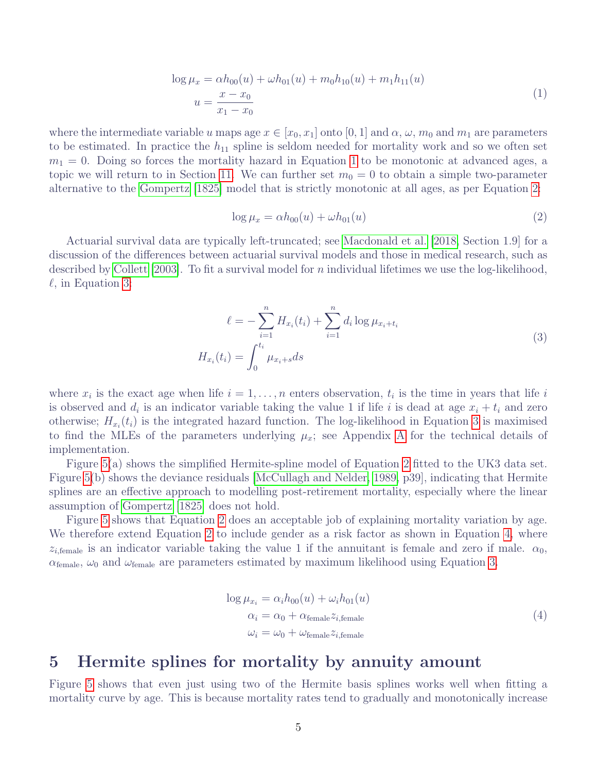$$\log \mu_x = \alpha h_{00}(u) + \omega h_{01}(u) + m_0 h_{10}(u) + m_1 h_{11}(u)$$
$$u = \frac{x - x_0}{x_1 - x_0} \tag{1}$$

where the intermediate variable $u$ maps age $x \in [x_0, x_1]$ onto $[0, 1]$ and $\alpha$, $\omega$, $m_0$ and $m_1$ are parameters to be estimated. In practice the $h_{11}$ spline is seldom needed for mortality work and so we often set $m_1 = 0$. Doing so forces the mortality hazard in Equation 1 to be monotonic at advanced ages, a topic we will return to in Section 11. We can further set $m_0 = 0$ to obtain a simple two-parameter alternative to the Gompertz [1825] model that is strictly monotonic at all ages, as per Equation 2:

$$\log \mu_x = \alpha h_{00}(u) + \omega h_{01}(u) \tag{2}$$

Actuarial survival data are typically left-truncated; see Macdonald et al. [2018, Section 1.9] for a discussion of the differences between actuarial survival models and those in medical research, such as described by Collett [2003]. To fit a survival model for $n$ individual lifetimes we use the log-likelihood, $\ell$, in Equation 3:

$$\ell = -\sum_{i=1}^{n} H_{x_i}(t_i) + \sum_{i=1}^{n} d_i \log \mu_{x_i+t_i}$$
$$H_{x_i}(t_i) = \int_0^{t_i} \mu_{x_i+s} ds \tag{3}$$

where $x_i$ is the exact age when life $i = 1, \ldots, n$ enters observation, $t_i$ is the time in years that life $i$ is observed and $d_i$ is an indicator variable taking the value 1 if life $i$ is dead at age $x_i + t_i$ and zero otherwise; $H_{x_i}(t_i)$ is the integrated hazard function. The log-likelihood in Equation 3 is maximised to find the MLEs of the parameters underlying $\mu_x$; see Appendix A for the technical details of implementation.

Figure 5(a) shows the simplified Hermite-spline model of Equation 2 fitted to the UK3 data set. Figure 5(b) shows the deviance residuals [McCullagh and Nelder, 1989, p39], indicating that Hermite splines are an effective approach to modelling post-retirement mortality, especially where the linear assumption of Gompertz [1825] does not hold.

Figure 5 shows that Equation 2 does an acceptable job of explaining mortality variation by age. We therefore extend Equation 2 to include gender as a risk factor as shown in Equation 4, where $z_{i,\text{female}}$ is an indicator variable taking the value 1 if the annuitant is female and zero if male. $\alpha_0$, $\alpha_{\text{female}}$, $\omega_0$ and $\omega_{\text{female}}$ are parameters estimated by maximum likelihood using Equation 3.

$$\log \mu_{x_i} = \alpha_i h_{00}(u) + \omega_i h_{01}(u)$$
$$\alpha_i = \alpha_0 + \alpha_{\text{female}} z_{i,\text{female}} \tag{4}$$
$$\omega_i = \omega_0 + \omega_{\text{female}} z_{i,\text{female}}$$

# 5 Hermite splines for mortality by annuity amount

Figure 5 shows that even just using two of the Hermite basis splines works well when fitting a mortality curve by age. This is because mortality rates tend to gradually and monotonically increase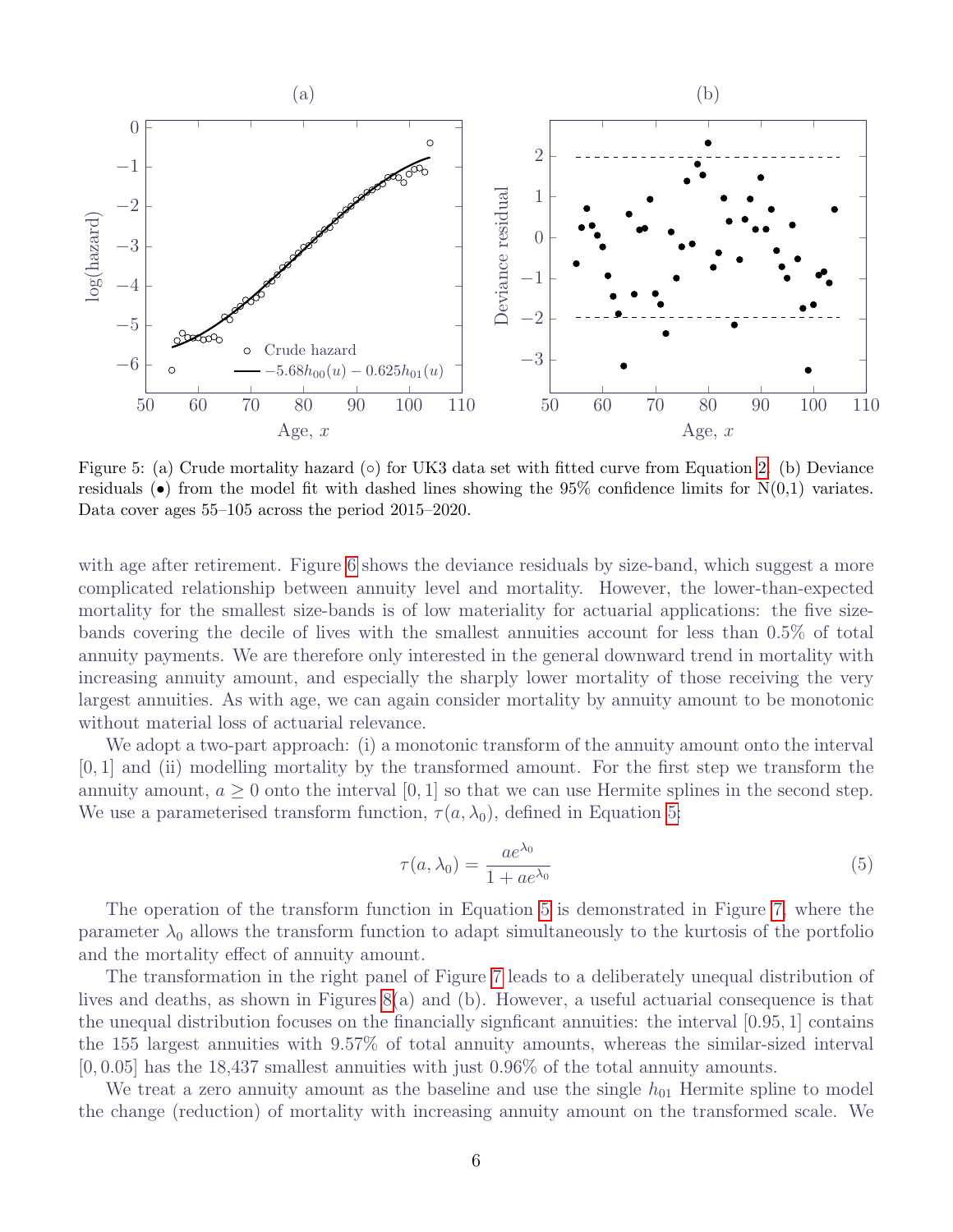Figure 5: (a) Crude mortality hazard (∘) for UK3 data set with fitted curve from Equation 2. (b) Deviance residuals (•) from the model fit with dashed lines showing the 95% confidence limits for N(0,1) variates. Data cover ages 55–105 across the period 2015–2020.

with age after retirement. Figure 6 shows the deviance residuals by size-band, which suggest a more complicated relationship between annuity level and mortality. However, the lower-than-expected mortality for the smallest size-bands is of low materiality for actuarial applications: the five size-bands covering the decile of lives with the smallest annuities account for less than 0.5% of total annuity payments. We are therefore only interested in the general downward trend in mortality with increasing annuity amount, and especially the sharply lower mortality of those receiving the very largest annuities. As with age, we can again consider mortality by annuity amount to be monotonic without material loss of actuarial relevance.

We adopt a two-part approach: (i) a monotonic transform of the annuity amount onto the interval $[0, 1]$ and (ii) modelling mortality by the transformed amount. For the first step we transform the annuity amount, $a \geq 0$ onto the interval $[0, 1]$ so that we can use Hermite splines in the second step. We use a parameterised transform function, $\tau(a, \lambda_0)$, defined in Equation 5:

$$\tau(a, \lambda_0) = \frac{ae^{\lambda_0}}{1 + ae^{\lambda_0}} \tag{5}$$

The operation of the transform function in Equation 5 is demonstrated in Figure 7, where the parameter $\lambda_0$ allows the transform function to adapt simultaneously to the kurtosis of the portfolio and the mortality effect of annuity amount.

The transformation in the right panel of Figure 7 leads to a deliberately unequal distribution of lives and deaths, as shown in Figures 8(a) and (b). However, a useful actuarial consequence is that the unequal distribution focuses on the financially signficant annuities: the interval $[0.95, 1]$ contains the 155 largest annuities with 9.57% of total annuity amounts, whereas the similar-sized interval $[0, 0.05]$ has the 18,437 smallest annuities with just 0.96% of the total annuity amounts.

We treat a zero annuity amount as the baseline and use the single $h_{01}$ Hermite spline to model the change (reduction) of mortality with increasing annuity amount on the transformed scale. We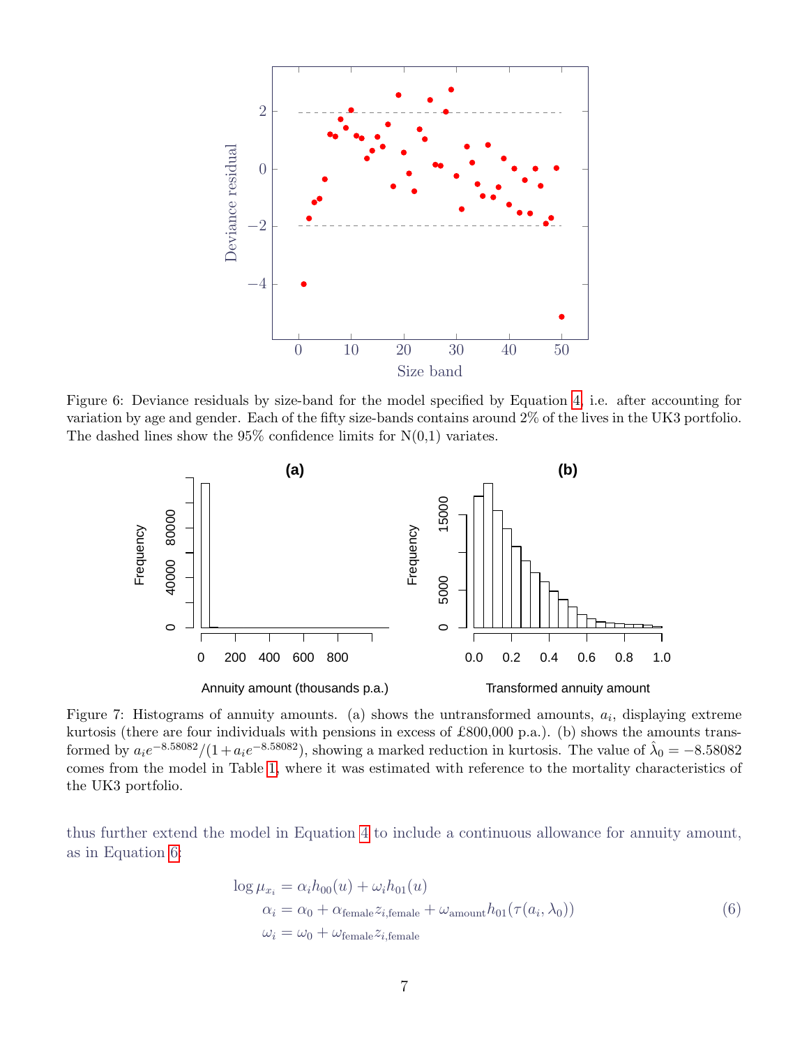Figure 6: Deviance residuals by size-band for the model specified by Equation 4, i.e. after accounting for variation by age and gender. Each of the fifty size-bands contains around 2% of the lives in the UK3 portfolio. The dashed lines show the 95% confidence limits for N(0,1) variates.

Figure 7: Histograms of annuity amounts. (a) shows the untransformed amounts, $a_i$, displaying extreme kurtosis (there are four individuals with pensions in excess of £800,000 p.a.). (b) shows the amounts transformed by $a_i e^{-8.58082}/(1 + a_i e^{-8.58082})$, showing a marked reduction in kurtosis. The value of $\hat{\lambda}_0 = -8.58082$ comes from the model in Table 1, where it was estimated with reference to the mortality characteristics of the UK3 portfolio.

thus further extend the model in Equation 4 to include a continuous allowance for annuity amount, as in Equation 6:

$$
\begin{aligned}
\log \mu_{x_i} &= \alpha_i h_{00}(u) + \omega_i h_{01}(u) \\
\alpha_i &= \alpha_0 + \alpha_{\text{female}} z_{i,\text{female}} + \omega_{\text{amount}} h_{01}(\tau(a_i, \lambda_0)) \\
\omega_i &= \omega_0 + \omega_{\text{female}} z_{i,\text{female}}
\end{aligned}
\tag{6}
$$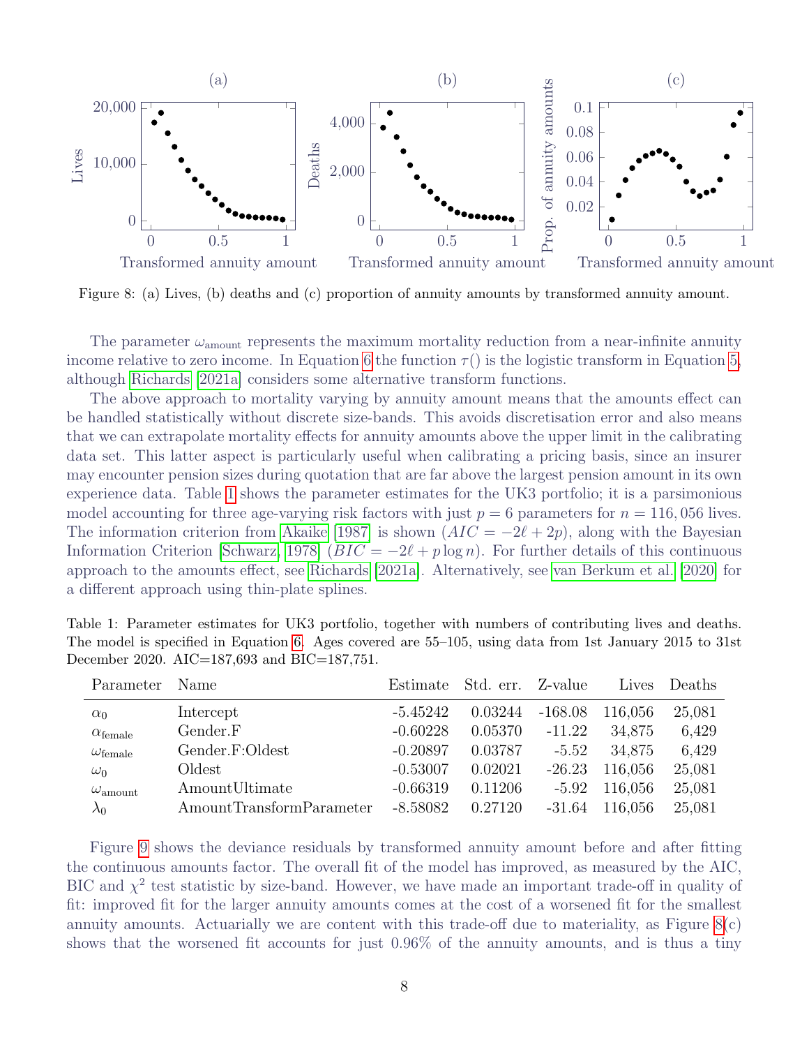Figure 8: (a) Lives, (b) deaths and (c) proportion of annuity amounts by transformed annuity amount.

The parameter $\omega_{\text{amount}}$ represents the maximum mortality reduction from a near-infinite annuity income relative to zero income. In Equation 6 the function $\tau()$ is the logistic transform in Equation 5, although Richards [2021a] considers some alternative transform functions.

The above approach to mortality varying by annuity amount means that the amounts effect can be handled statistically without discrete size-bands. This avoids discretisation error and also means that we can extrapolate mortality effects for annuity amounts above the upper limit in the calibrating data set. This latter aspect is particularly useful when calibrating a pricing basis, since an insurer may encounter pension sizes during quotation that are far above the largest pension amount in its own experience data. Table 1 shows the parameter estimates for the UK3 portfolio; it is a parsimonious model accounting for three age-varying risk factors with just $p = 6$ parameters for $n = 116,056$ lives. The information criterion from Akaike [1987] is shown ($AIC = -2\ell + 2p$), along with the Bayesian Information Criterion [Schwarz, 1978] ($BIC = -2\ell + p \log n$). For further details of this continuous approach to the amounts effect, see Richards [2021a]. Alternatively, see van Berkum et al. [2020] for a different approach using thin-plate splines.

Table 1: Parameter estimates for UK3 portfolio, together with numbers of contributing lives and deaths. The model is specified in Equation 6. Ages covered are 55–105, using data from 1st January 2015 to 31st December 2020. AIC=187,693 and BIC=187,751.

| Parameter | Name | Estimate | Std. err. | Z-value | Lives | Deaths |
|---|---|---|---|---|---|---|
| $\alpha_0$ | Intercept | -5.45242 | 0.03244 | -168.08 | 116,056 | 25,081 |
| $\alpha_{\text{female}}$ | Gender.F | -0.60228 | 0.05370 | -11.22 | 34,875 | 6,429 |
| $\omega_{\text{female}}$ | Gender.F:Oldest | -0.20897 | 0.03787 | -5.52 | 34,875 | 6,429 |
| $\omega_0$ | Oldest | -0.53007 | 0.02021 | -26.23 | 116,056 | 25,081 |
| $\omega_{\text{amount}}$ | AmountUltimate | -0.66319 | 0.11206 | -5.92 | 116,056 | 25,081 |
| $\lambda_0$ | AmountTransformParameter | -8.58082 | 0.27120 | -31.64 | 116,056 | 25,081 |

Figure 9 shows the deviance residuals by transformed annuity amount before and after fitting the continuous amounts factor. The overall fit of the model has improved, as measured by the AIC, BIC and $\chi^2$ test statistic by size-band. However, we have made an important trade-off in quality of fit: improved fit for the larger annuity amounts comes at the cost of a worsened fit for the smallest annuity amounts. Actuarially we are content with this trade-off due to materiality, as Figure 8(c) shows that the worsened fit accounts for just 0.96% of the annuity amounts, and is thus a tiny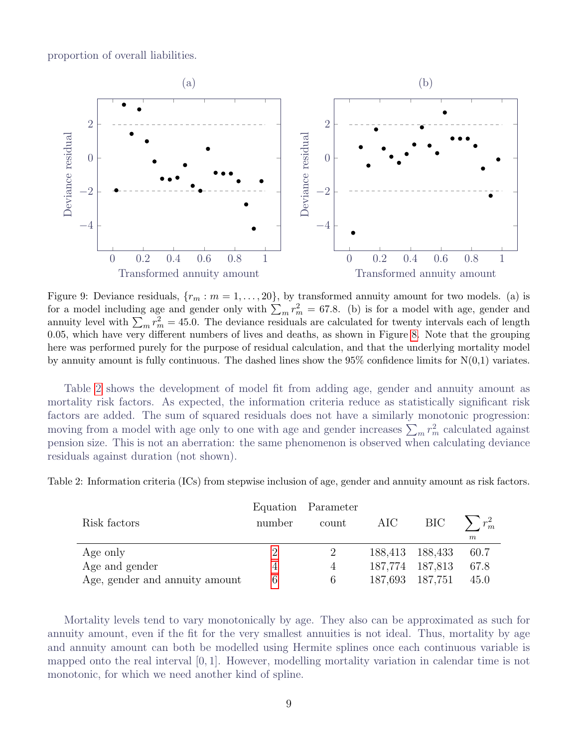proportion of overall liabilities.

Figure 9: Deviance residuals, $\{r_m : m = 1, \ldots, 20\}$, by transformed annuity amount for two models. (a) is for a model including age and gender only with $\sum_m r_m^2 = 67.8$. (b) is for a model with age, gender and annuity level with $\sum_m r_m^2 = 45.0$. The deviance residuals are calculated for twenty intervals each of length 0.05, which have very different numbers of lives and deaths, as shown in Figure 8. Note that the grouping here was performed purely for the purpose of residual calculation, and that the underlying mortality model by annuity amount is fully continuous. The dashed lines show the 95% confidence limits for N(0,1) variates.

Table 2 shows the development of model fit from adding age, gender and annuity amount as mortality risk factors. As expected, the information criteria reduce as statistically significant risk factors are added. The sum of squared residuals does not have a similarly monotonic progression: moving from a model with age only to one with age and gender increases $\sum_m r_m^2$ calculated against pension size. This is not an aberration: the same phenomenon is observed when calculating deviance residuals against duration (not shown).

Table 2: Information criteria (ICs) from stepwise inclusion of age, gender and annuity amount as risk factors.

| Risk factors | Equation number | Parameter count | AIC | BIC | $\sum_m r_m^2$ |
|---|---|---|---|---|---|
| Age only | 2 | 2 | 188,413 | 188,433 | 60.7 |
| Age and gender | 4 | 4 | 187,774 | 187,813 | 67.8 |
| Age, gender and annuity amount | 6 | 6 | 187,693 | 187,751 | 45.0 |

Mortality levels tend to vary monotonically by age. They also can be approximated as such for annuity amount, even if the fit for the very smallest annuities is not ideal. Thus, mortality by age and annuity amount can both be modelled using Hermite splines once each continuous variable is mapped onto the real interval $[0, 1]$. However, modelling mortality variation in calendar time is not monotonic, for which we need another kind of spline.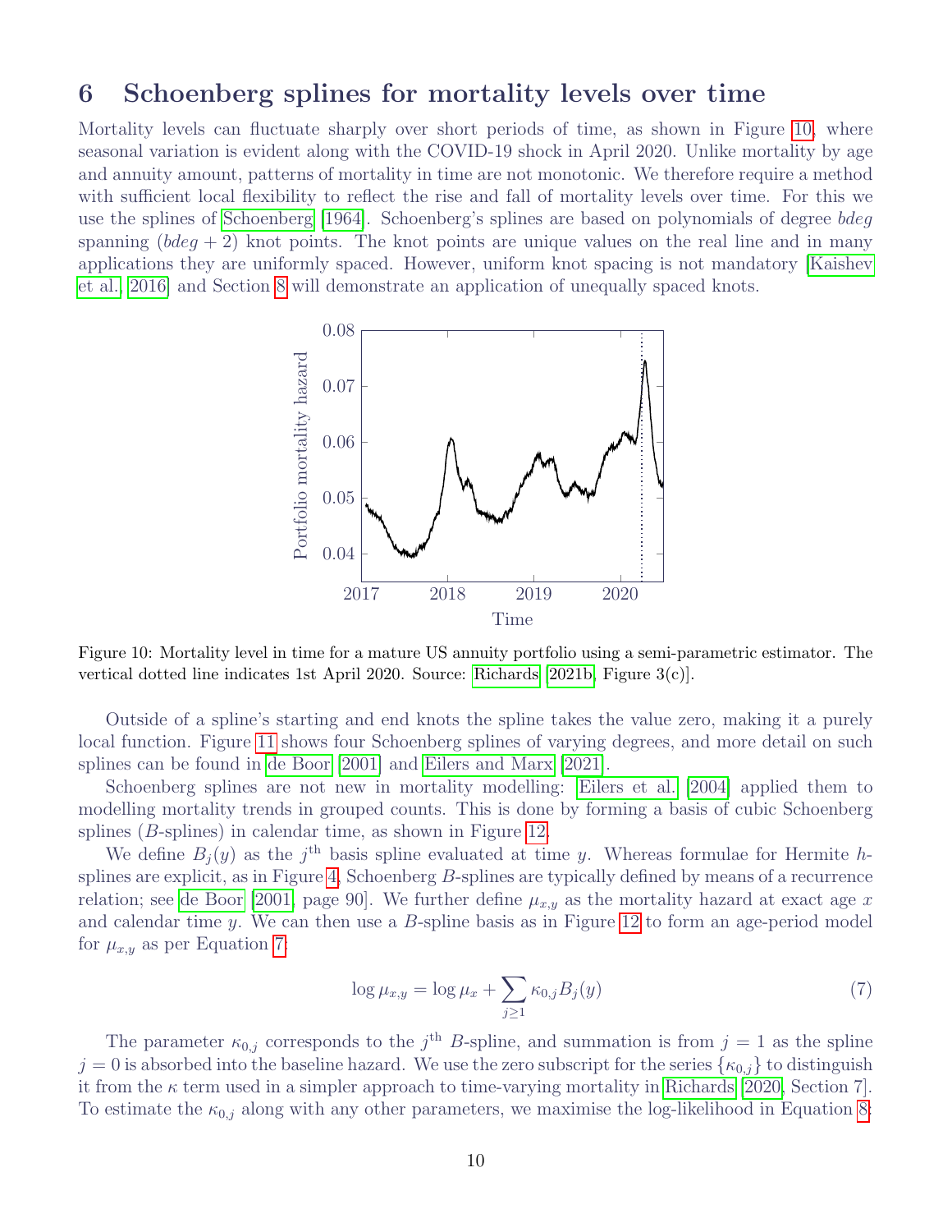# 6 Schoenberg splines for mortality levels over time

Mortality levels can fluctuate sharply over short periods of time, as shown in Figure 10, where seasonal variation is evident along with the COVID-19 shock in April 2020. Unlike mortality by age and annuity amount, patterns of mortality in time are not monotonic. We therefore require a method with sufficient local flexibility to reflect the rise and fall of mortality levels over time. For this we use the splines of Schoenberg [1964]. Schoenberg's splines are based on polynomials of degree *bdeg* spanning $(bdeg + 2)$ knot points. The knot points are unique values on the real line and in many applications they are uniformly spaced. However, uniform knot spacing is not mandatory [Kaishev et al., 2016] and Section 8 will demonstrate an application of unequally spaced knots.

Figure 10: Mortality level in time for a mature US annuity portfolio using a semi-parametric estimator. The vertical dotted line indicates 1st April 2020. Source: Richards [2021b, Figure 3(c)].

Outside of a spline's starting and end knots the spline takes the value zero, making it a purely local function. Figure 11 shows four Schoenberg splines of varying degrees, and more detail on such splines can be found in de Boor [2001] and Eilers and Marx [2021].

Schoenberg splines are not new in mortality modelling: Eilers et al. [2004] applied them to modelling mortality trends in grouped counts. This is done by forming a basis of cubic Schoenberg splines ($B$-splines) in calendar time, as shown in Figure 12.

We define $B_j(y)$ as the $j^{\text{th}}$ basis spline evaluated at time $y$. Whereas formulae for Hermite $h$-splines are explicit, as in Figure 4, Schoenberg $B$-splines are typically defined by means of a recurrence relation; see de Boor [2001, page 90]. We further define $\mu_{x,y}$ as the mortality hazard at exact age $x$ and calendar time $y$. We can then use a $B$-spline basis as in Figure 12 to form an age-period model for $\mu_{x,y}$ as per Equation 7.

$$\log \mu_{x,y} = \log \mu_x + \sum_{j \geq 1} \kappa_{0,j} B_j(y) \tag{7}$$

The parameter $\kappa_{0,j}$ corresponds to the $j^{\text{th}}$ $B$-spline, and summation is from $j = 1$ as the spline $j = 0$ is absorbed into the baseline hazard. We use the zero subscript for the series $\{\kappa_{0,j}\}$ to distinguish it from the $\kappa$ term used in a simpler approach to time-varying mortality in Richards [2020, Section 7]. To estimate the $\kappa_{0,j}$ along with any other parameters, we maximise the log-likelihood in Equation 8: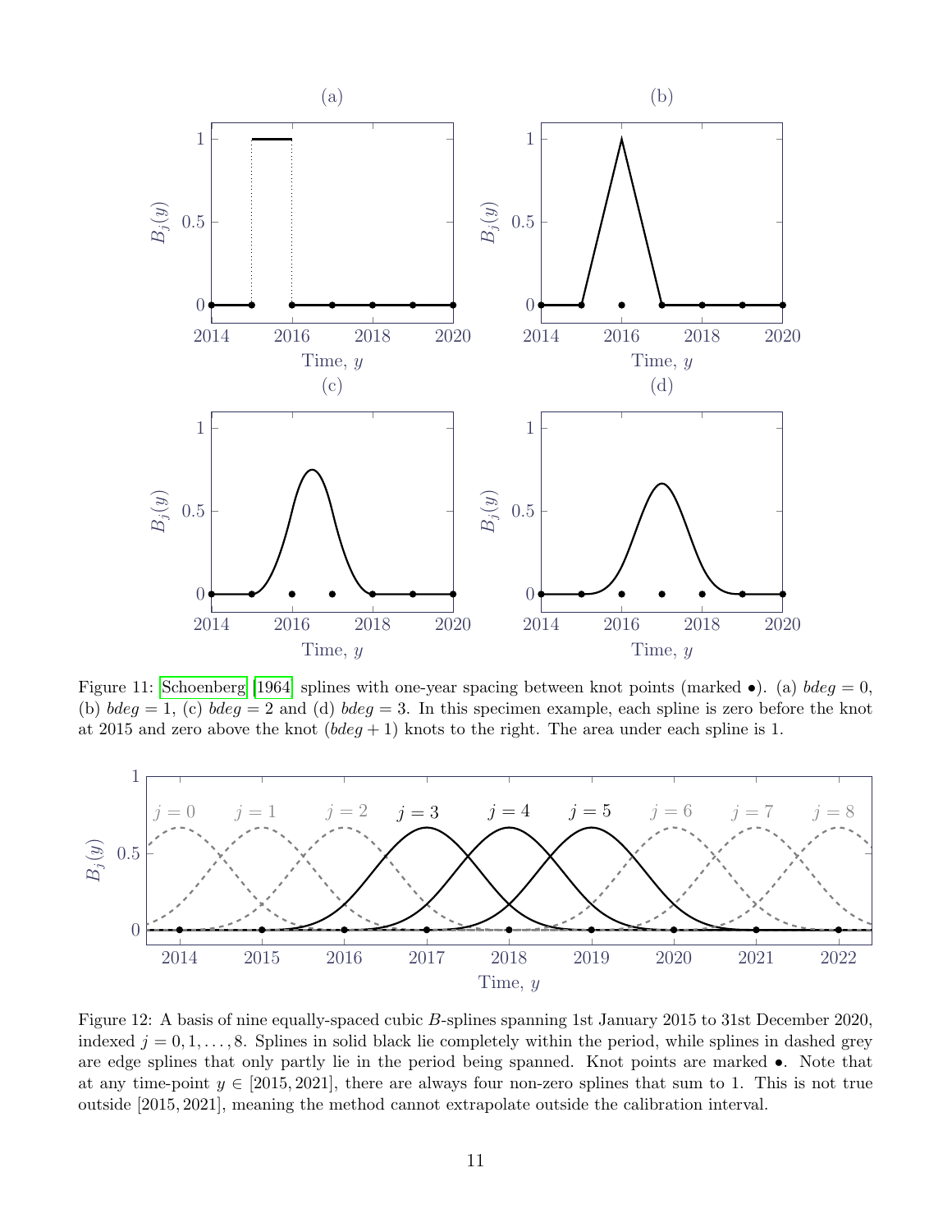Figure 11: Schoenberg [1964] splines with one-year spacing between knot points (marked •). (a) $bdeg = 0$, (b) $bdeg = 1$, (c) $bdeg = 2$ and (d) $bdeg = 3$. In this specimen example, each spline is zero before the knot at 2015 and zero above the knot $(bdeg + 1)$ knots to the right. The area under each spline is 1.

Figure 12: A basis of nine equally-spaced cubic $B$-splines spanning 1st January 2015 to 31st December 2020, indexed $j = 0, 1, \ldots, 8$. Splines in solid black lie completely within the period, while splines in dashed grey are edge splines that only partly lie in the period being spanned. Knot points are marked •. Note that at any time-point $y \in [2015, 2021]$, there are always four non-zero splines that sum to 1. This is not true outside $[2015, 2021]$, meaning the method cannot extrapolate outside the calibration interval.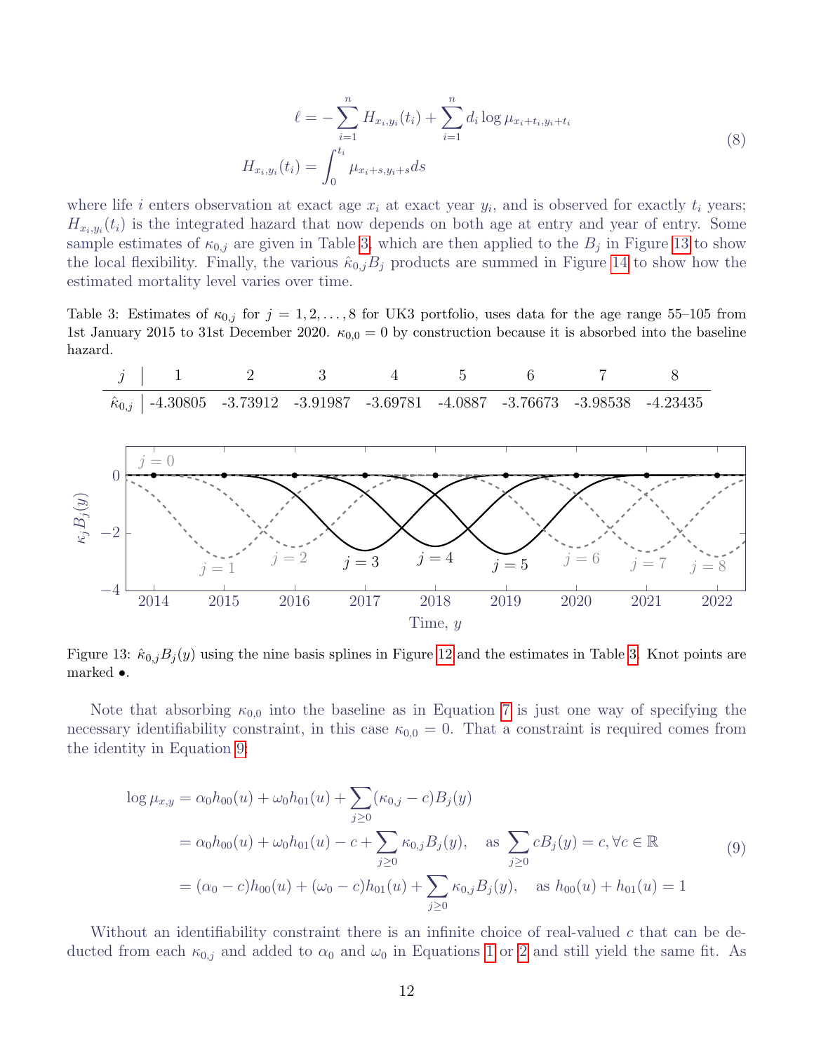$$
\begin{aligned}
\ell &= -\sum_{i=1}^{n} H_{x_i,y_i}(t_i) + \sum_{i=1}^{n} d_i \log \mu_{x_i+t_i,y_i+t_i} \\
H_{x_i,y_i}(t_i) &= \int_0^{t_i} \mu_{x_i+s,y_i+s} ds
\end{aligned}
\tag{8}
$$

where life $i$ enters observation at exact age $x_i$ at exact year $y_i$, and is observed for exactly $t_i$ years; $H_{x_i,y_i}(t_i)$ is the integrated hazard that now depends on both age at entry and year of entry. Some sample estimates of $\kappa_{0,j}$ are given in Table 3, which are then applied to the $B_j$ in Figure 13 to show the local flexibility. Finally, the various $\hat{\kappa}_{0,j}B_j$ products are summed in Figure 14 to show how the estimated mortality level varies over time.

Table 3: Estimates of $\kappa_{0,j}$ for $j = 1, 2, \ldots, 8$ for UK3 portfolio, uses data for the age range 55–105 from 1st January 2015 to 31st December 2020. $\kappa_{0,0} = 0$ by construction because it is absorbed into the baseline hazard.

| $j$ | 1 | 2 | 3 | 4 | 5 | 6 | 7 | 8 |
|---|---|---|---|---|---|---|---|---|
| $\hat{\kappa}_{0,j}$ | -4.30805 | -3.73912 | -3.91987 | -3.69781 | -4.0887 | -3.76673 | -3.98538 | -4.23435 |

Figure 13: $\hat{\kappa}_{0,j}B_j(y)$ using the nine basis splines in Figure 12 and the estimates in Table 3. Knot points are marked •.

Note that absorbing $\kappa_{0,0}$ into the baseline as in Equation 7 is just one way of specifying the necessary identifiability constraint, in this case $\kappa_{0,0} = 0$. That a constraint is required comes from the identity in Equation 9:

$$
\begin{aligned}
\log \mu_{x,y} &= \alpha_0 h_{00}(u) + \omega_0 h_{01}(u) + \sum_{j\geq 0} (\kappa_{0,j} - c) B_j(y) \\
&= \alpha_0 h_{00}(u) + \omega_0 h_{01}(u) - c + \sum_{j\geq 0} \kappa_{0,j} B_j(y), \quad \text{as } \sum_{j\geq 0} c B_j(y) = c, \forall c \in \mathbb{R} \\
&= (\alpha_0 - c) h_{00}(u) + (\omega_0 - c) h_{01}(u) + \sum_{j\geq 0} \kappa_{0,j} B_j(y), \quad \text{as } h_{00}(u) + h_{01}(u) = 1
\end{aligned}
\tag{9}
$$

Without an identifiability constraint there is an infinite choice of real-valued $c$ that can be deducted from each $\kappa_{0,j}$ and added to $\alpha_0$ and $\omega_0$ in Equations 1 or 2 and still yield the same fit. As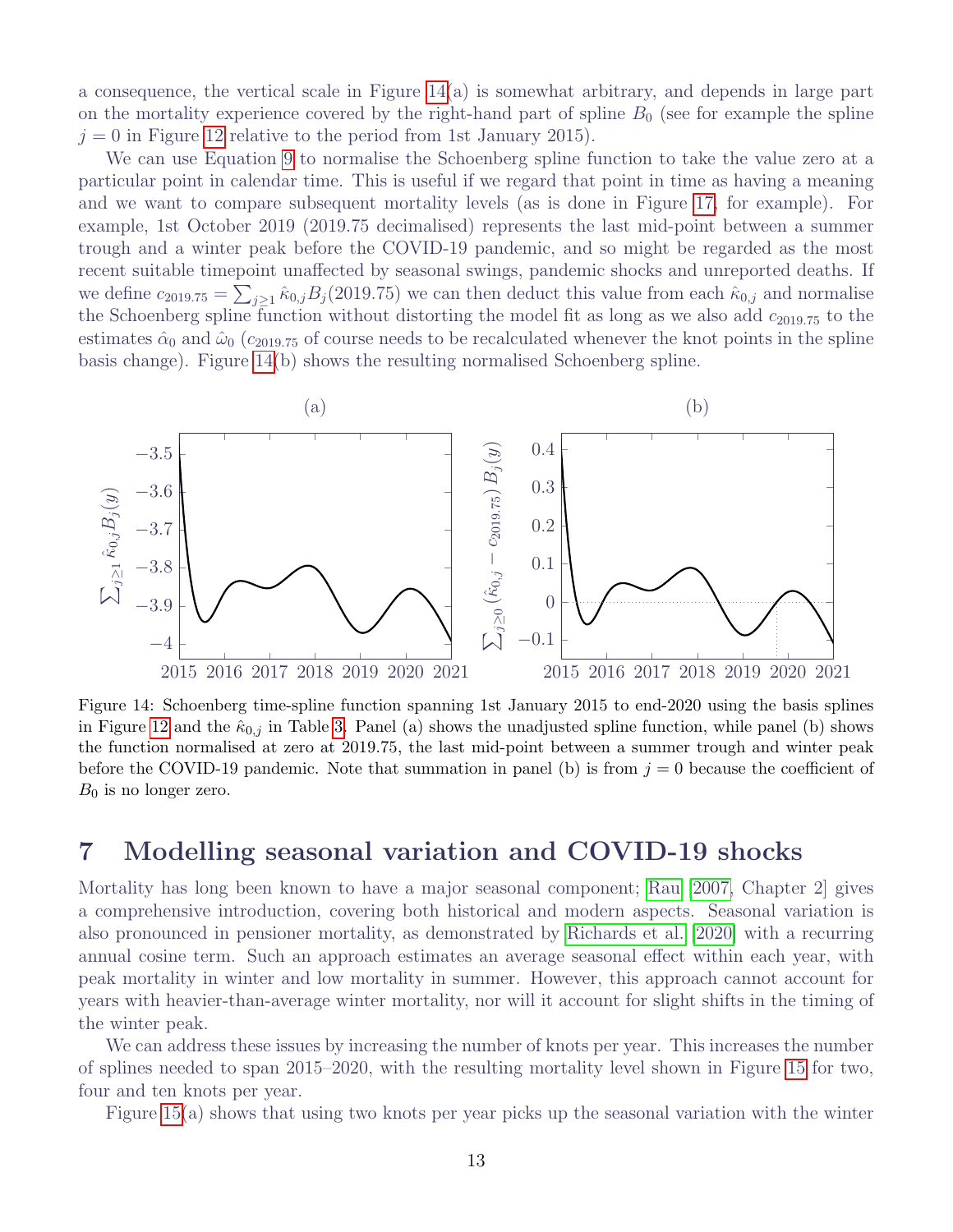a consequence, the vertical scale in Figure 14(a) is somewhat arbitrary, and depends in large part on the mortality experience covered by the right-hand part of spline $B_0$ (see for example the spline $j = 0$ in Figure 12 relative to the period from 1st January 2015).

We can use Equation 9 to normalise the Schoenberg spline function to take the value zero at a particular point in calendar time. This is useful if we regard that point in time as having a meaning and we want to compare subsequent mortality levels (as is done in Figure 17, for example). For example, 1st October 2019 (2019.75 decimalised) represents the last mid-point between a summer trough and a winter peak before the COVID-19 pandemic, and so might be regarded as the most recent suitable timepoint unaffected by seasonal swings, pandemic shocks and unreported deaths. If we define $c_{2019.75} = \sum_{j\geq 1} \hat{\kappa}_{0,j} B_j(2019.75)$ we can then deduct this value from each $\hat{\kappa}_{0,j}$ and normalise the Schoenberg spline function without distorting the model fit as long as we also add $c_{2019.75}$ to the estimates $\hat{\alpha}_0$ and $\hat{\omega}_0$ ($c_{2019.75}$ of course needs to be recalculated whenever the knot points in the spline basis change). Figure 14(b) shows the resulting normalised Schoenberg spline.

Figure 14: Schoenberg time-spline function spanning 1st January 2015 to end-2020 using the basis splines in Figure 12 and the $\hat{\kappa}_{0,j}$ in Table 3. Panel (a) shows the unadjusted spline function, while panel (b) shows the function normalised at zero at 2019.75, the last mid-point between a summer trough and winter peak before the COVID-19 pandemic. Note that summation in panel (b) is from $j = 0$ because the coefficient of $B_0$ is no longer zero.

## 7 Modelling seasonal variation and COVID-19 shocks

Mortality has long been known to have a major seasonal component; Rau [2007, Chapter 2] gives a comprehensive introduction, covering both historical and modern aspects. Seasonal variation is also pronounced in pensioner mortality, as demonstrated by Richards et al. [2020] with a recurring annual cosine term. Such an approach estimates an average seasonal effect within each year, with peak mortality in winter and low mortality in summer. However, this approach cannot account for years with heavier-than-average winter mortality, nor will it account for slight shifts in the timing of the winter peak.

We can address these issues by increasing the number of knots per year. This increases the number of splines needed to span 2015–2020, with the resulting mortality level shown in Figure 15 for two, four and ten knots per year.

Figure 15(a) shows that using two knots per year picks up the seasonal variation with the winter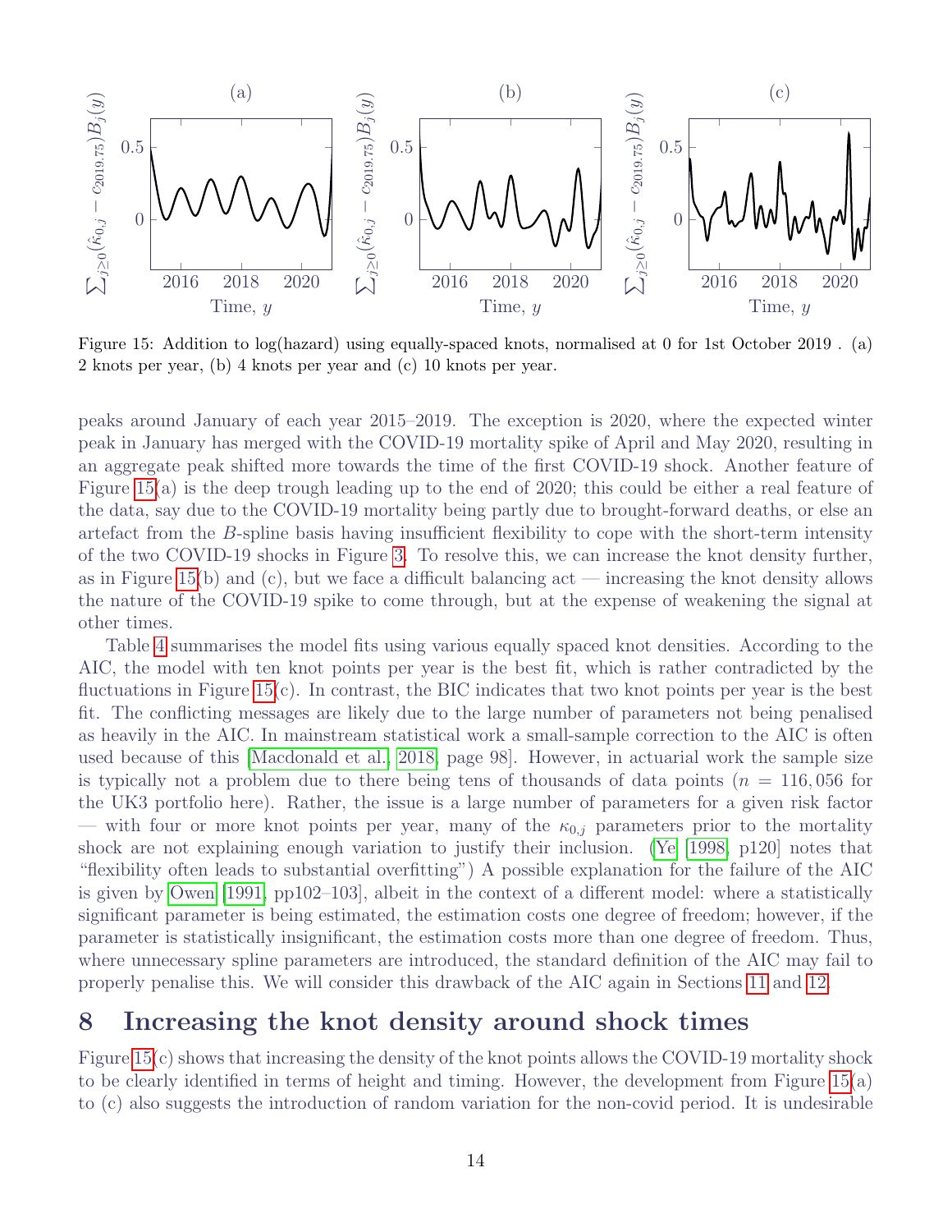Figure 15: Addition to log(hazard) using equally-spaced knots, normalised at 0 for 1st October 2019 . (a) 2 knots per year, (b) 4 knots per year and (c) 10 knots per year.

peaks around January of each year 2015–2019. The exception is 2020, where the expected winter peak in January has merged with the COVID-19 mortality spike of April and May 2020, resulting in an aggregate peak shifted more towards the time of the first COVID-19 shock. Another feature of Figure 15(a) is the deep trough leading up to the end of 2020; this could be either a real feature of the data, say due to the COVID-19 mortality being partly due to brought-forward deaths, or else an artefact from the $B$-spline basis having insufficient flexibility to cope with the short-term intensity of the two COVID-19 shocks in Figure 3. To resolve this, we can increase the knot density further, as in Figure 15(b) and (c), but we face a difficult balancing act — increasing the knot density allows the nature of the COVID-19 spike to come through, but at the expense of weakening the signal at other times.

Table 4 summarises the model fits using various equally spaced knot densities. According to the AIC, the model with ten knot points per year is the best fit, which is rather contradicted by the fluctuations in Figure 15(c). In contrast, the BIC indicates that two knot points per year is the best fit. The conflicting messages are likely due to the large number of parameters not being penalised as heavily in the AIC. In mainstream statistical work a small-sample correction to the AIC is often used because of this [Macdonald et al., 2018, page 98]. However, in actuarial work the sample size is typically not a problem due to there being tens of thousands of data points ($n = 116,056$ for the UK3 portfolio here). Rather, the issue is a large number of parameters for a given risk factor — with four or more knot points per year, many of the $\kappa_{0,j}$ parameters prior to the mortality shock are not explaining enough variation to justify their inclusion. (Ye [1998, p120] notes that "flexibility often leads to substantial overfitting") A possible explanation for the failure of the AIC is given by Owen [1991, pp102–103], albeit in the context of a different model: where a statistically significant parameter is being estimated, the estimation costs one degree of freedom; however, if the parameter is statistically insignificant, the estimation costs more than one degree of freedom. Thus, where unnecessary spline parameters are introduced, the standard definition of the AIC may fail to properly penalise this. We will consider this drawback of the AIC again in Sections 11 and 12.

# 8 Increasing the knot density around shock times

Figure 15(c) shows that increasing the density of the knot points allows the COVID-19 mortality shock to be clearly identified in terms of height and timing. However, the development from Figure 15(a) to (c) also suggests the introduction of random variation for the non-covid period. It is undesirable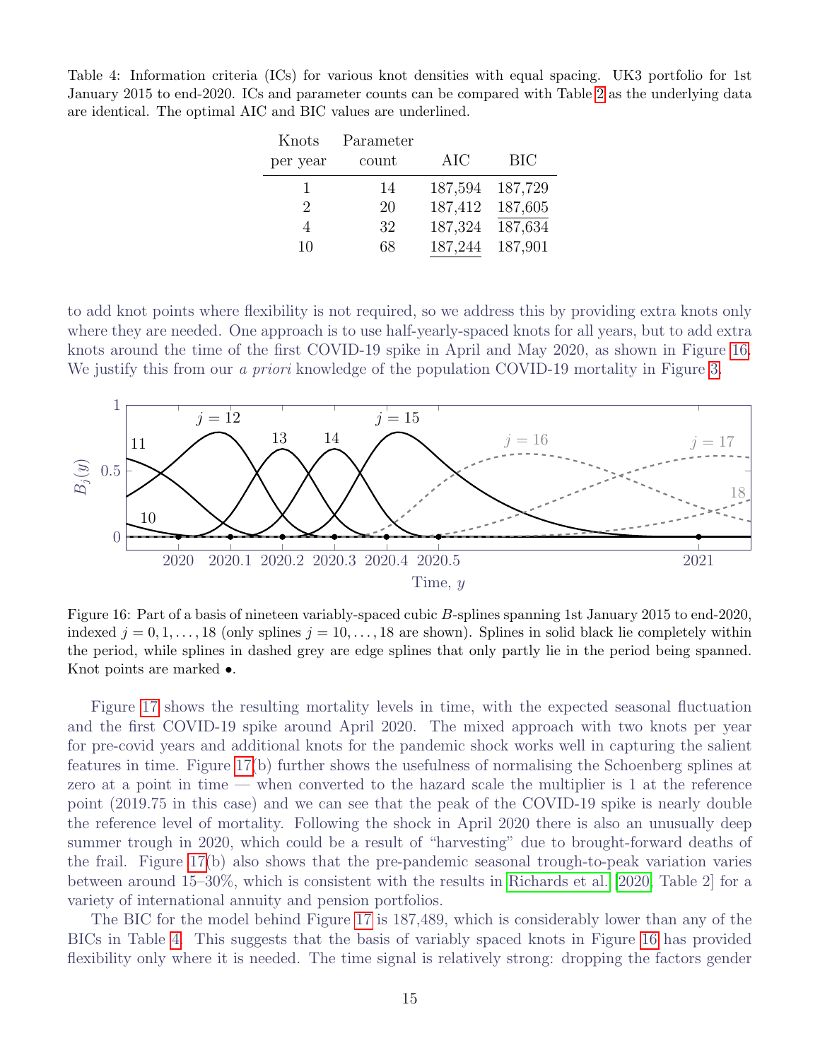Table 4: Information criteria (ICs) for various knot densities with equal spacing. UK3 portfolio for 1st January 2015 to end-2020. ICs and parameter counts can be compared with Table 2 as the underlying data are identical. The optimal AIC and BIC values are underlined.

| Knots per year | Parameter count | AIC | BIC |
|---|---|---|---|
| 1 | 14 | 187,594 | 187,729 |
| 2 | 20 | 187,412 | <u>187,605</u> |
| 4 | 32 | 187,324 | 187,634 |
| 10 | 68 | <u>187,244</u> | 187,901 |

to add knot points where flexibility is not required, so we address this by providing extra knots only where they are needed. One approach is to use half-yearly-spaced knots for all years, but to add extra knots around the time of the first COVID-19 spike in April and May 2020, as shown in Figure 16. We justify this from our *a priori* knowledge of the population COVID-19 mortality in Figure 3.

Figure 16: Part of a basis of nineteen variably-spaced cubic $B$-splines spanning 1st January 2015 to end-2020, indexed $j = 0, 1, \ldots, 18$ (only splines $j = 10, \ldots, 18$ are shown). Splines in solid black lie completely within the period, while splines in dashed grey are edge splines that only partly lie in the period being spanned. Knot points are marked •.

Figure 17 shows the resulting mortality levels in time, with the expected seasonal fluctuation and the first COVID-19 spike around April 2020. The mixed approach with two knots per year for pre-covid years and additional knots for the pandemic shock works well in capturing the salient features in time. Figure 17(b) further shows the usefulness of normalising the Schoenberg splines at zero at a point in time — when converted to the hazard scale the multiplier is 1 at the reference point (2019.75 in this case) and we can see that the peak of the COVID-19 spike is nearly double the reference level of mortality. Following the shock in April 2020 there is also an unusually deep summer trough in 2020, which could be a result of "harvesting" due to brought-forward deaths of the frail. Figure 17(b) also shows that the pre-pandemic seasonal trough-to-peak variation varies between around 15–30%, which is consistent with the results in Richards et al. [2020, Table 2] for a variety of international annuity and pension portfolios.

The BIC for the model behind Figure 17 is 187,489, which is considerably lower than any of the BICs in Table 4. This suggests that the basis of variably spaced knots in Figure 16 has provided flexibility only where it is needed. The time signal is relatively strong: dropping the factors gender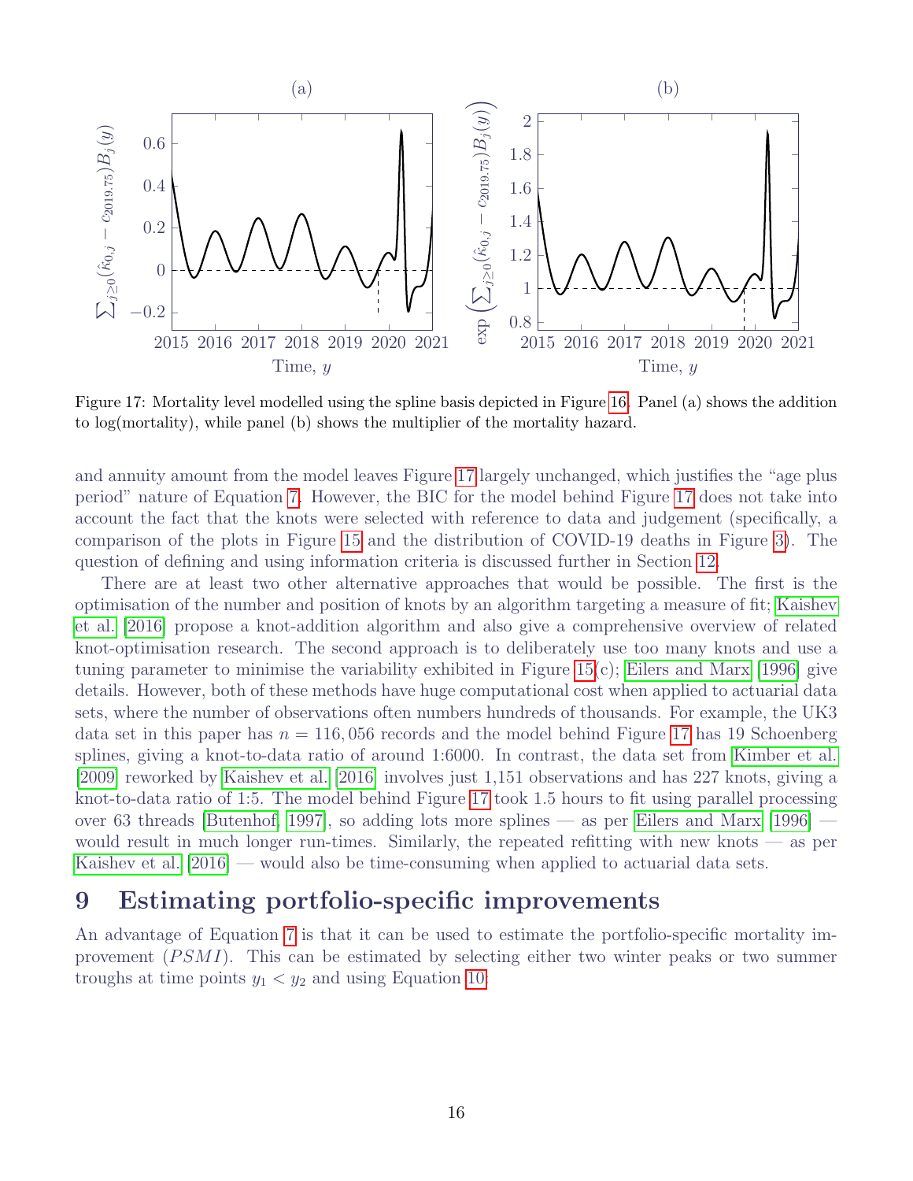Figure 17: Mortality level modelled using the spline basis depicted in Figure 16. Panel (a) shows the addition to log(mortality), while panel (b) shows the multiplier of the mortality hazard.

and annuity amount from the model leaves Figure 17 largely unchanged, which justifies the "age plus period" nature of Equation 7. However, the BIC for the model behind Figure 17 does not take into account the fact that the knots were selected with reference to data and judgement (specifically, a comparison of the plots in Figure 15 and the distribution of COVID-19 deaths in Figure 3). The question of defining and using information criteria is discussed further in Section 12.

There are at least two other alternative approaches that would be possible. The first is the optimisation of the number and position of knots by an algorithm targeting a measure of fit; Kaishev et al. [2016] propose a knot-addition algorithm and also give a comprehensive overview of related knot-optimisation research. The second approach is to deliberately use too many knots and use a tuning parameter to minimise the variability exhibited in Figure 15(c); Eilers and Marx [1996] give details. However, both of these methods have huge computational cost when applied to actuarial data sets, where the number of observations often numbers hundreds of thousands. For example, the UK3 data set in this paper has $n = 116,056$ records and the model behind Figure 17 has 19 Schoenberg splines, giving a knot-to-data ratio of around 1:6000. In contrast, the data set from Kimber et al. [2009] reworked by Kaishev et al. [2016] involves just 1,151 observations and has 227 knots, giving a knot-to-data ratio of 1:5. The model behind Figure 17 took 1.5 hours to fit using parallel processing over 63 threads [Butenhof, 1997], so adding lots more splines — as per Eilers and Marx [1996] — would result in much longer run-times. Similarly, the repeated refitting with new knots — as per Kaishev et al. [2016] — would also be time-consuming when applied to actuarial data sets.

# 9 Estimating portfolio-specific improvements

An advantage of Equation 7 is that it can be used to estimate the portfolio-specific mortality improvement ($PSMI$). This can be estimated by selecting either two winter peaks or two summer troughs at time points $y_1 < y_2$ and using Equation 10: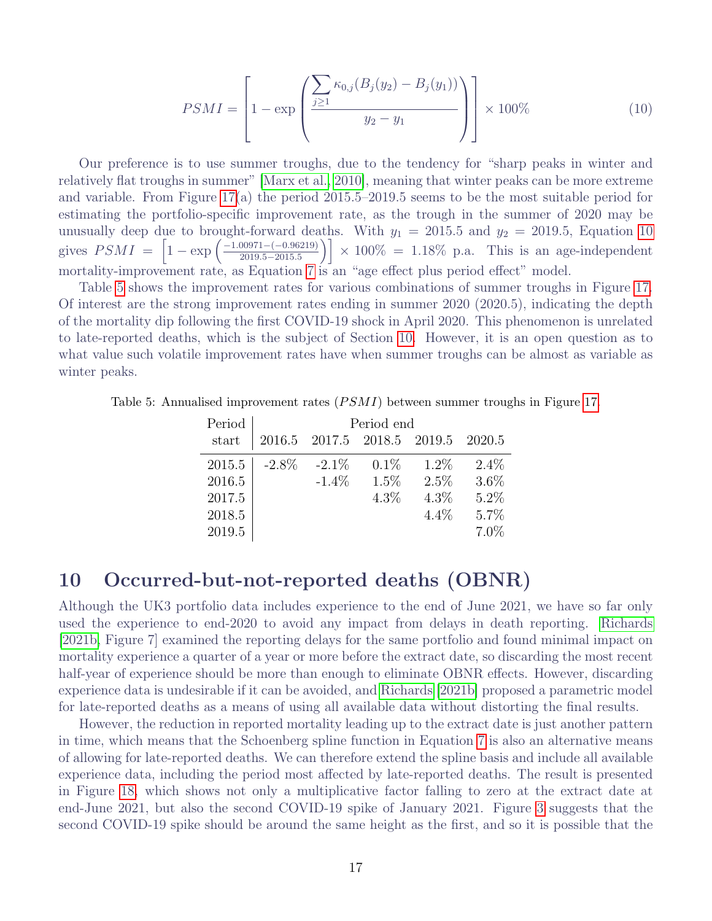$$PSMI = \left[1 - \exp\left(\frac{\sum_{j\geq 1} \kappa_{0,j}(B_j(y_2) - B_j(y_1))}{y_2 - y_1}\right)\right] \times 100\% \tag{10}$$

Our preference is to use summer troughs, due to the tendency for "sharp peaks in winter and relatively flat troughs in summer" [Marx et al., 2010], meaning that winter peaks can be more extreme and variable. From Figure 17(a) the period 2015.5–2019.5 seems to be the most suitable period for estimating the portfolio-specific improvement rate, as the trough in the summer of 2020 may be unusually deep due to brought-forward deaths. With $y_1 = 2015.5$ and $y_2 = 2019.5$, Equation 10 gives $PSMI = \left[1 - \exp\left(\frac{-1.00971-(-0.96219)}{2019.5-2015.5}\right)\right] \times 100\% = 1.18\%$ p.a. This is an age-independent mortality-improvement rate, as Equation 7 is an "age effect plus period effect" model.

Table 5 shows the improvement rates for various combinations of summer troughs in Figure 17. Of interest are the strong improvement rates ending in summer 2020 (2020.5), indicating the depth of the mortality dip following the first COVID-19 shock in April 2020. This phenomenon is unrelated to late-reported deaths, which is the subject of Section 10. However, it is an open question as to what value such volatile improvement rates have when summer troughs can be almost as variable as winter peaks.

Table 5: Annualised improvement rates ($PSMI$) between summer troughs in Figure 17.

| Period | Period end | | | | |
|---|---|---|---|---|---|
| start | 2016.5 | 2017.5 | 2018.5 | 2019.5 | 2020.5 |
| 2015.5 | -2.8% | -2.1% | 0.1% | 1.2% | 2.4% |
| 2016.5 | | -1.4% | 1.5% | 2.5% | 3.6% |
| 2017.5 | | | 4.3% | 4.3% | 5.2% |
| 2018.5 | | | | 4.4% | 5.7% |
| 2019.5 | | | | | 7.0% |

# 10 Occurred-but-not-reported deaths (OBNR)

Although the UK3 portfolio data includes experience to the end of June 2021, we have so far only used the experience to end-2020 to avoid any impact from delays in death reporting. Richards [2021b, Figure 7] examined the reporting delays for the same portfolio and found minimal impact on mortality experience a quarter of a year or more before the extract date, so discarding the most recent half-year of experience should be more than enough to eliminate OBNR effects. However, discarding experience data is undesirable if it can be avoided, and Richards [2021b] proposed a parametric model for late-reported deaths as a means of using all available data without distorting the final results.

However, the reduction in reported mortality leading up to the extract date is just another pattern in time, which means that the Schoenberg spline function in Equation 7 is also an alternative means of allowing for late-reported deaths. We can therefore extend the spline basis and include all available experience data, including the period most affected by late-reported deaths. The result is presented in Figure 18, which shows not only a multiplicative factor falling to zero at the extract date at end-June 2021, but also the second COVID-19 spike of January 2021. Figure 3 suggests that the second COVID-19 spike should be around the same height as the first, and so it is possible that the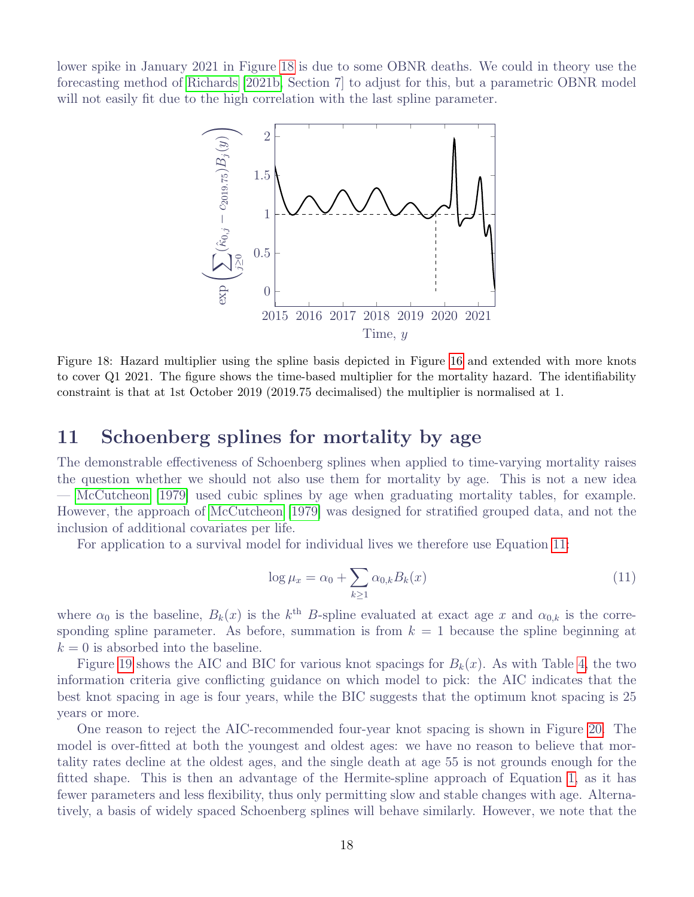lower spike in January 2021 in Figure 18 is due to some OBNR deaths. We could in theory use the forecasting method of Richards [2021b, Section 7] to adjust for this, but a parametric OBNR model will not easily fit due to the high correlation with the last spline parameter.

Figure 18: Hazard multiplier using the spline basis depicted in Figure 16 and extended with more knots to cover Q1 2021. The figure shows the time-based multiplier for the mortality hazard. The identifiability constraint is that at 1st October 2019 (2019.75 decimalised) the multiplier is normalised at 1.

## 11 Schoenberg splines for mortality by age

The demonstrable effectiveness of Schoenberg splines when applied to time-varying mortality raises the question whether we should not also use them for mortality by age. This is not a new idea — McCutcheon [1979] used cubic splines by age when graduating mortality tables, for example. However, the approach of McCutcheon [1979] was designed for stratified grouped data, and not the inclusion of additional covariates per life.

For application to a survival model for individual lives we therefore use Equation 11:

$$\log \mu_x = \alpha_0 + \sum_{k \geq 1} \alpha_{0,k} B_k(x) \tag{11}$$

where $\alpha_0$ is the baseline, $B_k(x)$ is the $k^{\text{th}}$ $B$-spline evaluated at exact age $x$ and $\alpha_{0,k}$ is the corresponding spline parameter. As before, summation is from $k = 1$ because the spline beginning at $k = 0$ is absorbed into the baseline.

Figure 19 shows the AIC and BIC for various knot spacings for $B_k(x)$. As with Table 4, the two information criteria give conflicting guidance on which model to pick: the AIC indicates that the best knot spacing in age is four years, while the BIC suggests that the optimum knot spacing is 25 years or more.

One reason to reject the AIC-recommended four-year knot spacing is shown in Figure 20. The model is over-fitted at both the youngest and oldest ages: we have no reason to believe that mortality rates decline at the oldest ages, and the single death at age 55 is not grounds enough for the fitted shape. This is then an advantage of the Hermite-spline approach of Equation 1, as it has fewer parameters and less flexibility, thus only permitting slow and stable changes with age. Alternatively, a basis of widely spaced Schoenberg splines will behave similarly. However, we note that the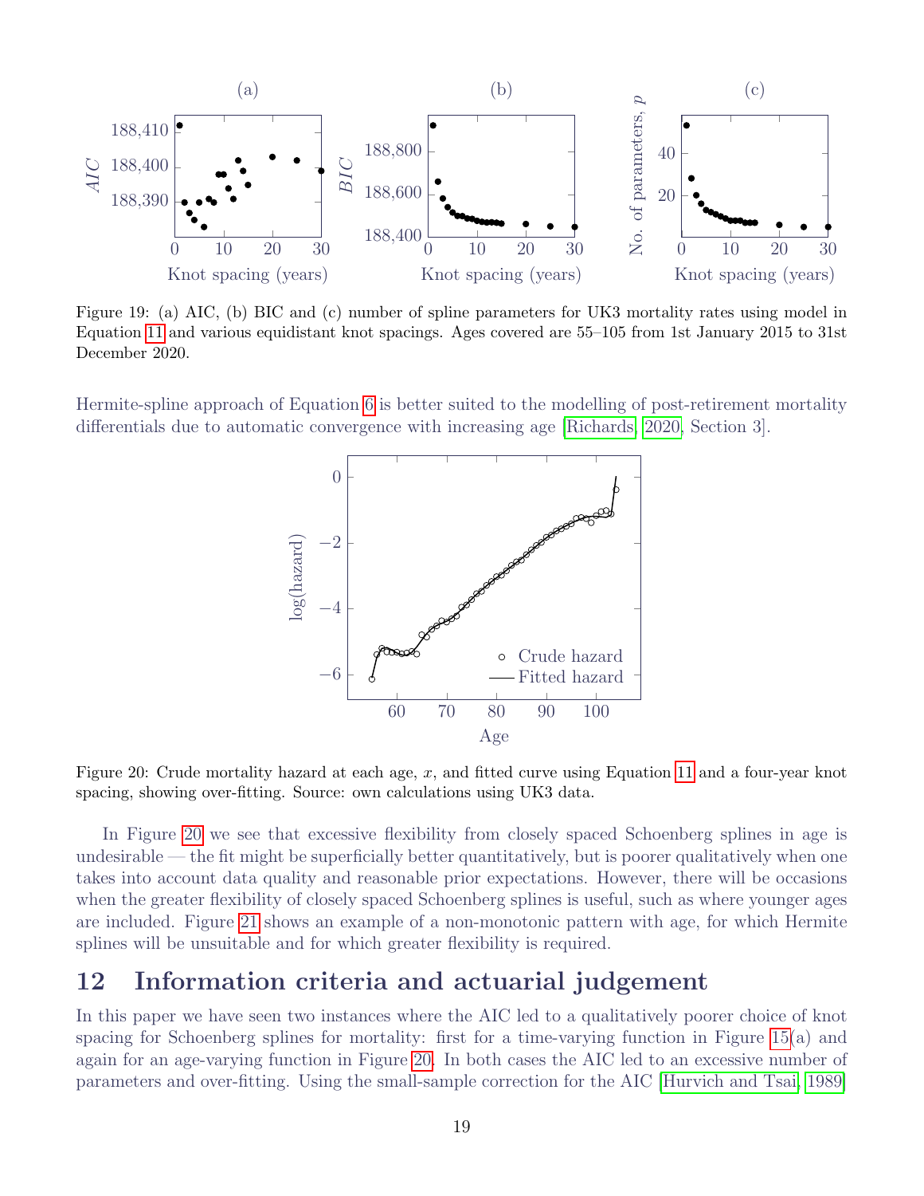Figure 19: (a) AIC, (b) BIC and (c) number of spline parameters for UK3 mortality rates using model in Equation 11 and various equidistant knot spacings. Ages covered are 55–105 from 1st January 2015 to 31st December 2020.

Hermite-spline approach of Equation 6 is better suited to the modelling of post-retirement mortality differentials due to automatic convergence with increasing age [Richards, 2020, Section 3].

Figure 20: Crude mortality hazard at each age, $x$, and fitted curve using Equation 11 and a four-year knot spacing, showing over-fitting. Source: own calculations using UK3 data.

In Figure 20 we see that excessive flexibility from closely spaced Schoenberg splines in age is undesirable — the fit might be superficially better quantitatively, but is poorer qualitatively when one takes into account data quality and reasonable prior expectations. However, there will be occasions when the greater flexibility of closely spaced Schoenberg splines is useful, such as where younger ages are included. Figure 21 shows an example of a non-monotonic pattern with age, for which Hermite splines will be unsuitable and for which greater flexibility is required.

## 12 Information criteria and actuarial judgement

In this paper we have seen two instances where the AIC led to a qualitatively poorer choice of knot spacing for Schoenberg splines for mortality: first for a time-varying function in Figure 15(a) and again for an age-varying function in Figure 20. In both cases the AIC led to an excessive number of parameters and over-fitting. Using the small-sample correction for the AIC [Hurvich and Tsai, 1989]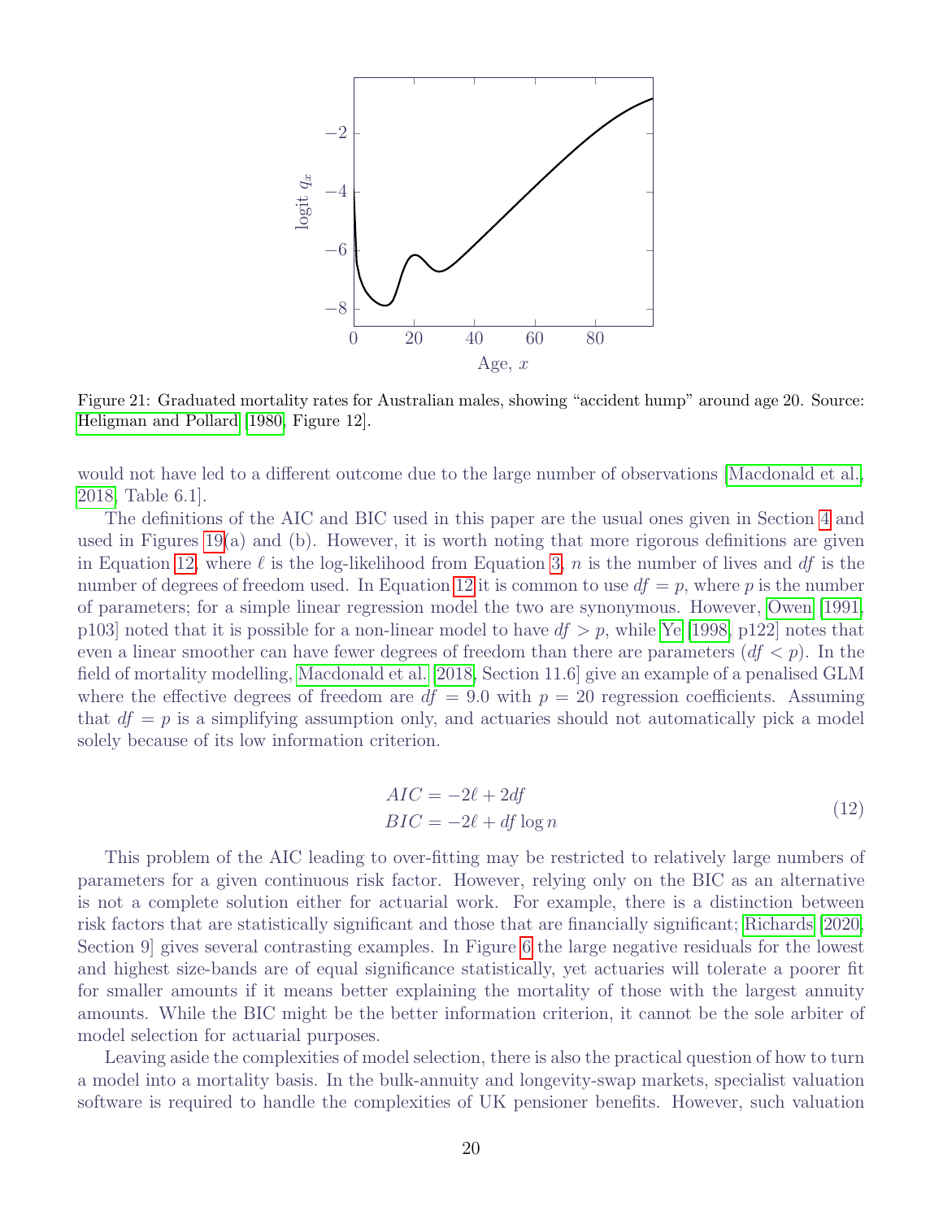Figure 21: Graduated mortality rates for Australian males, showing "accident hump" around age 20. Source: Heligman and Pollard [1980, Figure 12].

would not have led to a different outcome due to the large number of observations [Macdonald et al., 2018, Table 6.1].

The definitions of the AIC and BIC used in this paper are the usual ones given in Section 4 and used in Figures 19(a) and (b). However, it is worth noting that more rigorous definitions are given in Equation 12, where $\ell$ is the log-likelihood from Equation 3, $n$ is the number of lives and $df$ is the number of degrees of freedom used. In Equation 12 it is common to use $df = p$, where $p$ is the number of parameters; for a simple linear regression model the two are synonymous. However, Owen [1991, p103] noted that it is possible for a non-linear model to have $df > p$, while Ye [1998, p122] notes that even a linear smoother can have fewer degrees of freedom than there are parameters ($df < p$). In the field of mortality modelling, Macdonald et al. [2018, Section 11.6] give an example of a penalised GLM where the effective degrees of freedom are $df = 9.0$ with $p = 20$ regression coefficients. Assuming that $df = p$ is a simplifying assumption only, and actuaries should not automatically pick a model solely because of its low information criterion.

$$
\begin{aligned}
AIC &= -2\ell + 2df \\
BIC &= -2\ell + df \log n
\end{aligned}
\tag{12}
$$

This problem of the AIC leading to over-fitting may be restricted to relatively large numbers of parameters for a given continuous risk factor. However, relying only on the BIC as an alternative is not a complete solution either for actuarial work. For example, there is a distinction between risk factors that are statistically significant and those that are financially significant; Richards [2020, Section 9] gives several contrasting examples. In Figure 6 the large negative residuals for the lowest and highest size-bands are of equal significance statistically, yet actuaries will tolerate a poorer fit for smaller amounts if it means better explaining the mortality of those with the largest annuity amounts. While the BIC might be the better information criterion, it cannot be the sole arbiter of model selection for actuarial purposes.

Leaving aside the complexities of model selection, there is also the practical question of how to turn a model into a mortality basis. In the bulk-annuity and longevity-swap markets, specialist valuation software is required to handle the complexities of UK pensioner benefits. However, such valuation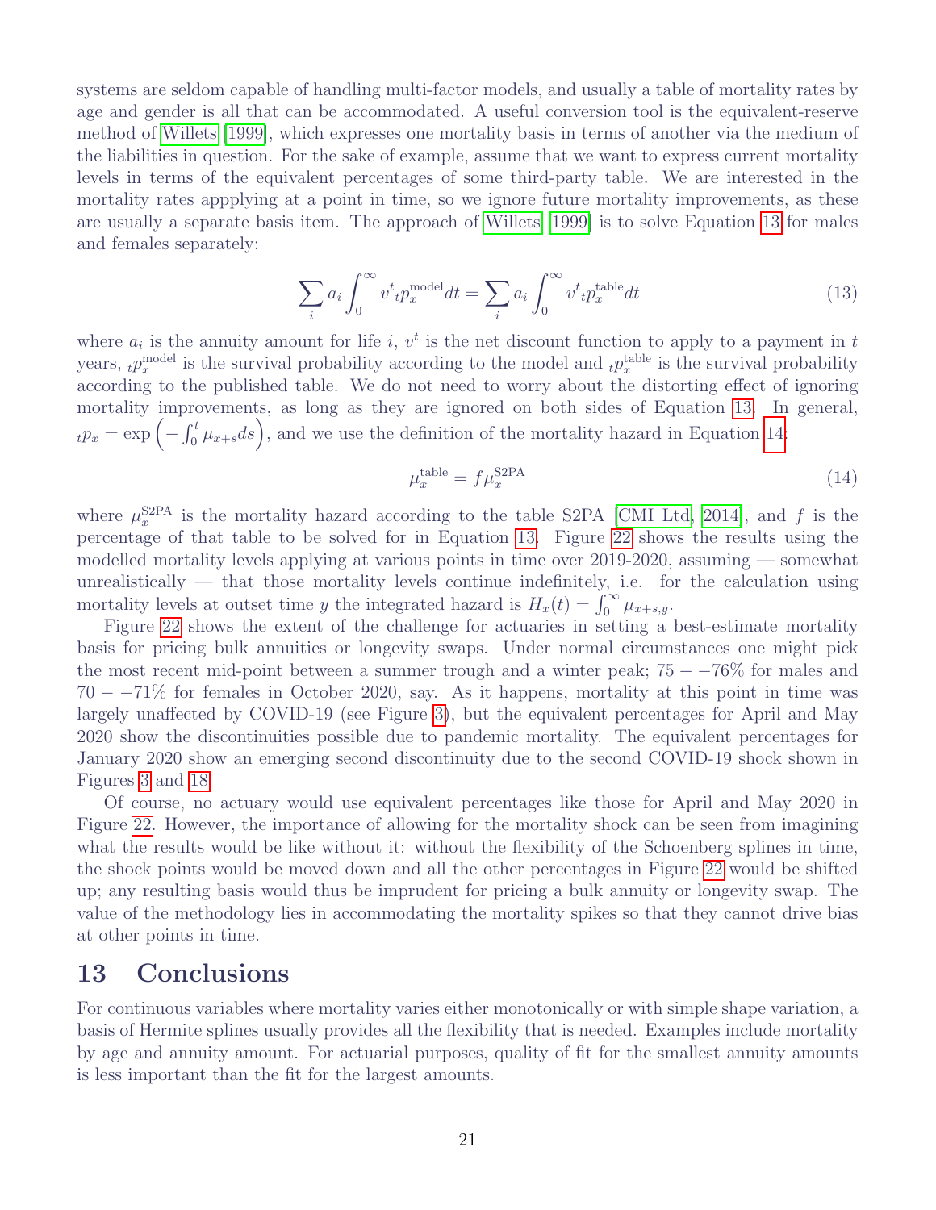systems are seldom capable of handling multi-factor models, and usually a table of mortality rates by age and gender is all that can be accommodated. A useful conversion tool is the equivalent-reserve method of Willets [1999], which expresses one mortality basis in terms of another via the medium of the liabilities in question. For the sake of example, assume that we want to express current mortality levels in terms of the equivalent percentages of some third-party table. We are interested in the mortality rates appplying at a point in time, so we ignore future mortality improvements, as these are usually a separate basis item. The approach of Willets [1999] is to solve Equation 13 for males and females separately:

$$\sum_i a_i \int_0^\infty v^t {}_tp_x^{\text{model}} dt = \sum_i a_i \int_0^\infty v^t {}_tp_x^{\text{table}} dt \tag{13}$$

where $a_i$ is the annuity amount for life $i$, $v^t$ is the net discount function to apply to a payment in $t$ years, ${}_tp_x^{\text{model}}$ is the survival probability according to the model and ${}_tp_x^{\text{table}}$ is the survival probability according to the published table. We do not need to worry about the distorting effect of ignoring mortality improvements, as long as they are ignored on both sides of Equation 13. In general, ${}_tp_x = \exp\left(-\int_0^t \mu_{x+s} ds\right)$, and we use the definition of the mortality hazard in Equation 14:

$$\mu_x^{\text{table}} = f \mu_x^{\text{S2PA}} \tag{14}$$

where $\mu_x^{\text{S2PA}}$ is the mortality hazard according to the table S2PA [CMI Ltd, 2014], and $f$ is the percentage of that table to be solved for in Equation 13. Figure 22 shows the results using the modelled mortality levels applying at various points in time over 2019-2020, assuming — somewhat unrealistically — that those mortality levels continue indefinitely, i.e. for the calculation using mortality levels at outset time $y$ the integrated hazard is $H_x(t) = \int_0^\infty \mu_{x+s,y}$.

Figure 22 shows the extent of the challenge for actuaries in setting a best-estimate mortality basis for pricing bulk annuities or longevity swaps. Under normal circumstances one might pick the most recent mid-point between a summer trough and a winter peak; $75--76\%$ for males and $70--71\%$ for females in October 2020, say. As it happens, mortality at this point in time was largely unaffected by COVID-19 (see Figure 3), but the equivalent percentages for April and May 2020 show the discontinuities possible due to pandemic mortality. The equivalent percentages for January 2020 show an emerging second discontinuity due to the second COVID-19 shock shown in Figures 3 and 18.

Of course, no actuary would use equivalent percentages like those for April and May 2020 in Figure 22. However, the importance of allowing for the mortality shock can be seen from imagining what the results would be like without it: without the flexibility of the Schoenberg splines in time, the shock points would be moved down and all the other percentages in Figure 22 would be shifted up; any resulting basis would thus be imprudent for pricing a bulk annuity or longevity swap. The value of the methodology lies in accommodating the mortality spikes so that they cannot drive bias at other points in time.

# 13 Conclusions

For continuous variables where mortality varies either monotonically or with simple shape variation, a basis of Hermite splines usually provides all the flexibility that is needed. Examples include mortality by age and annuity amount. For actuarial purposes, quality of fit for the smallest annuity amounts is less important than the fit for the largest amounts.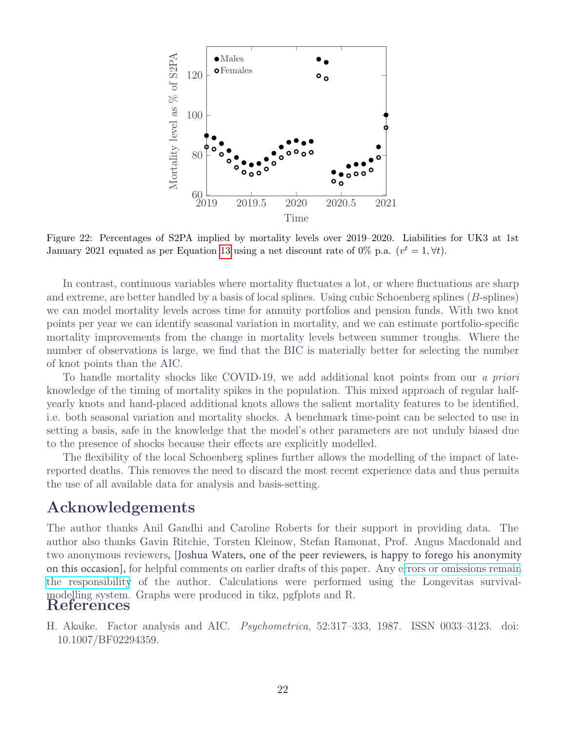Figure 22: Percentages of S2PA implied by mortality levels over 2019–2020. Liabilities for UK3 at 1st January 2021 equated as per Equation 13 using a net discount rate of 0% p.a. ($v^t = 1, \forall t$).

In contrast, continuous variables where mortality fluctuates a lot, or where fluctuations are sharp and extreme, are better handled by a basis of local splines. Using cubic Schoenberg splines ($B$-splines) we can model mortality levels across time for annuity portfolios and pension funds. With two knot points per year we can identify seasonal variation in mortality, and we can estimate portfolio-specific mortality improvements from the change in mortality levels between summer troughs. Where the number of observations is large, we find that the BIC is materially better for selecting the number of knot points than the AIC.

To handle mortality shocks like COVID-19, we add additional knot points from our *a priori* knowledge of the timing of mortality spikes in the population. This mixed approach of regular half-yearly knots and hand-placed additional knots allows the salient mortality features to be identified, i.e. both seasonal variation and mortality shocks. A benchmark time-point can be selected to use in setting a basis, safe in the knowledge that the model's other parameters are not unduly biased due to the presence of shocks because their effects are explicitly modelled.

The flexibility of the local Schoenberg splines further allows the modelling of the impact of late-reported deaths. This removes the need to discard the most recent experience data and thus permits the use of all available data for analysis and basis-setting.

# Acknowledgements

The author thanks Anil Gandhi and Caroline Roberts for their support in providing data. The author also thanks Gavin Ritchie, Torsten Kleinow, Stefan Ramonat, Prof. Angus Macdonald and two anonymous reviewers, [Joshua Waters, one of the peer reviewers, is happy to forego his anonymity on this occasion], for helpful comments on earlier drafts of this paper. Any errors or omissions remain the responsibility of the author. Calculations were performed using the Longevitas survival-modelling system. Graphs were produced in tikz, pgfplots and R.

# References

H. Akaike. Factor analysis and AIC. *Psychometrica*, 52:317–333, 1987. ISSN 0033–3123. doi: 10.1007/BF02294359.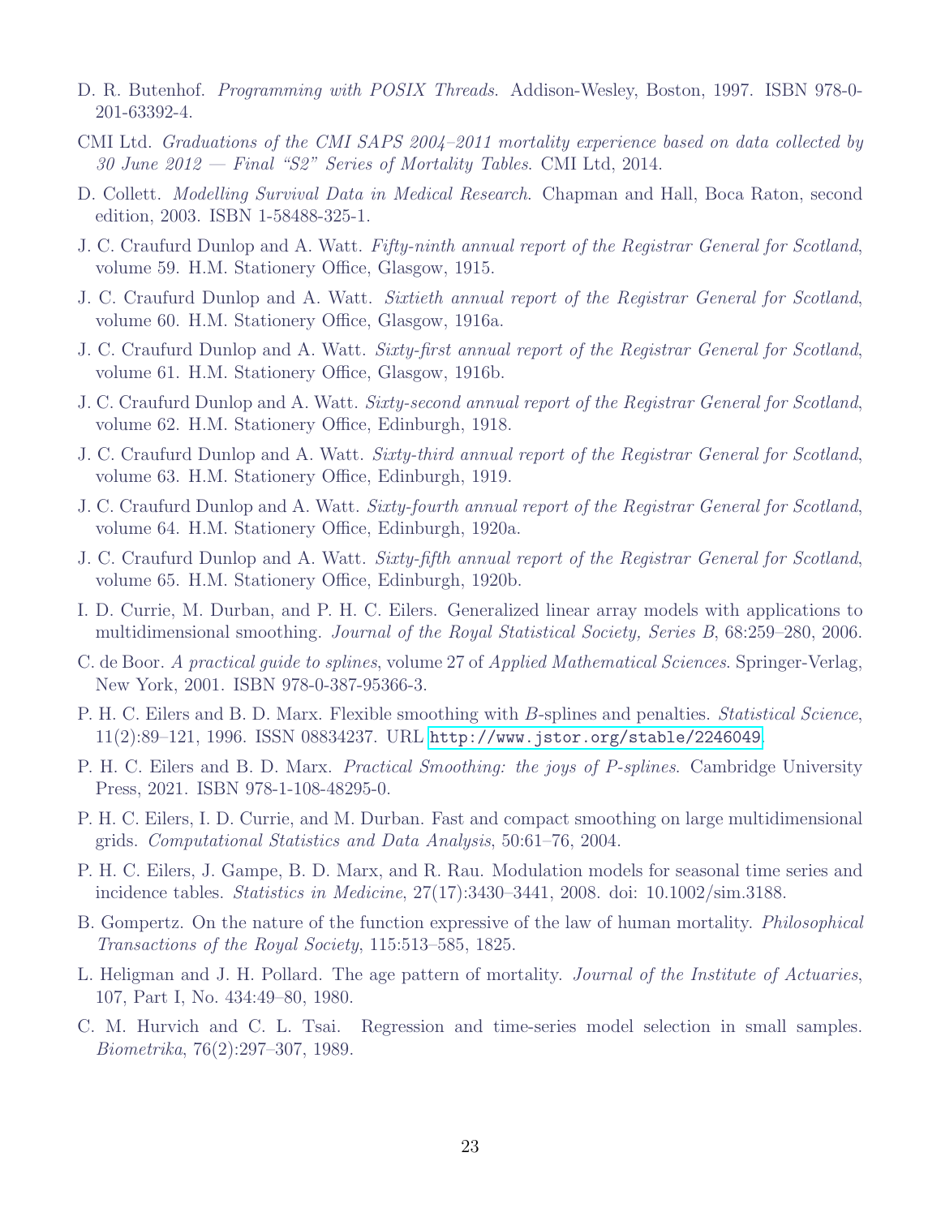D. R. Butenhof. *Programming with POSIX Threads*. Addison-Wesley, Boston, 1997. ISBN 978-0-201-63392-4.

CMI Ltd. *Graduations of the CMI SAPS 2004–2011 mortality experience based on data collected by 30 June 2012 — Final "S2" Series of Mortality Tables*. CMI Ltd, 2014.

D. Collett. *Modelling Survival Data in Medical Research*. Chapman and Hall, Boca Raton, second edition, 2003. ISBN 1-58488-325-1.

J. C. Craufurd Dunlop and A. Watt. *Fifty-ninth annual report of the Registrar General for Scotland*, volume 59. H.M. Stationery Office, Glasgow, 1915.

J. C. Craufurd Dunlop and A. Watt. *Sixtieth annual report of the Registrar General for Scotland*, volume 60. H.M. Stationery Office, Glasgow, 1916a.

J. C. Craufurd Dunlop and A. Watt. *Sixty-first annual report of the Registrar General for Scotland*, volume 61. H.M. Stationery Office, Glasgow, 1916b.

J. C. Craufurd Dunlop and A. Watt. *Sixty-second annual report of the Registrar General for Scotland*, volume 62. H.M. Stationery Office, Edinburgh, 1918.

J. C. Craufurd Dunlop and A. Watt. *Sixty-third annual report of the Registrar General for Scotland*, volume 63. H.M. Stationery Office, Edinburgh, 1919.

J. C. Craufurd Dunlop and A. Watt. *Sixty-fourth annual report of the Registrar General for Scotland*, volume 64. H.M. Stationery Office, Edinburgh, 1920a.

J. C. Craufurd Dunlop and A. Watt. *Sixty-fifth annual report of the Registrar General for Scotland*, volume 65. H.M. Stationery Office, Edinburgh, 1920b.

I. D. Currie, M. Durban, and P. H. C. Eilers. Generalized linear array models with applications to multidimensional smoothing. *Journal of the Royal Statistical Society, Series B*, 68:259–280, 2006.

C. de Boor. *A practical guide to splines*, volume 27 of *Applied Mathematical Sciences*. Springer-Verlag, New York, 2001. ISBN 978-0-387-95366-3.

P. H. C. Eilers and B. D. Marx. Flexible smoothing with *B*-splines and penalties. *Statistical Science*, 11(2):89–121, 1996. ISSN 08834237. URL http://www.jstor.org/stable/2246049.

P. H. C. Eilers and B. D. Marx. *Practical Smoothing: the joys of P-splines*. Cambridge University Press, 2021. ISBN 978-1-108-48295-0.

P. H. C. Eilers, I. D. Currie, and M. Durban. Fast and compact smoothing on large multidimensional grids. *Computational Statistics and Data Analysis*, 50:61–76, 2004.

P. H. C. Eilers, J. Gampe, B. D. Marx, and R. Rau. Modulation models for seasonal time series and incidence tables. *Statistics in Medicine*, 27(17):3430–3441, 2008. doi: 10.1002/sim.3188.

B. Gompertz. On the nature of the function expressive of the law of human mortality. *Philosophical Transactions of the Royal Society*, 115:513–585, 1825.

L. Heligman and J. H. Pollard. The age pattern of mortality. *Journal of the Institute of Actuaries*, 107, Part I, No. 434:49–80, 1980.

C. M. Hurvich and C. L. Tsai. Regression and time-series model selection in small samples. *Biometrika*, 76(2):297–307, 1989.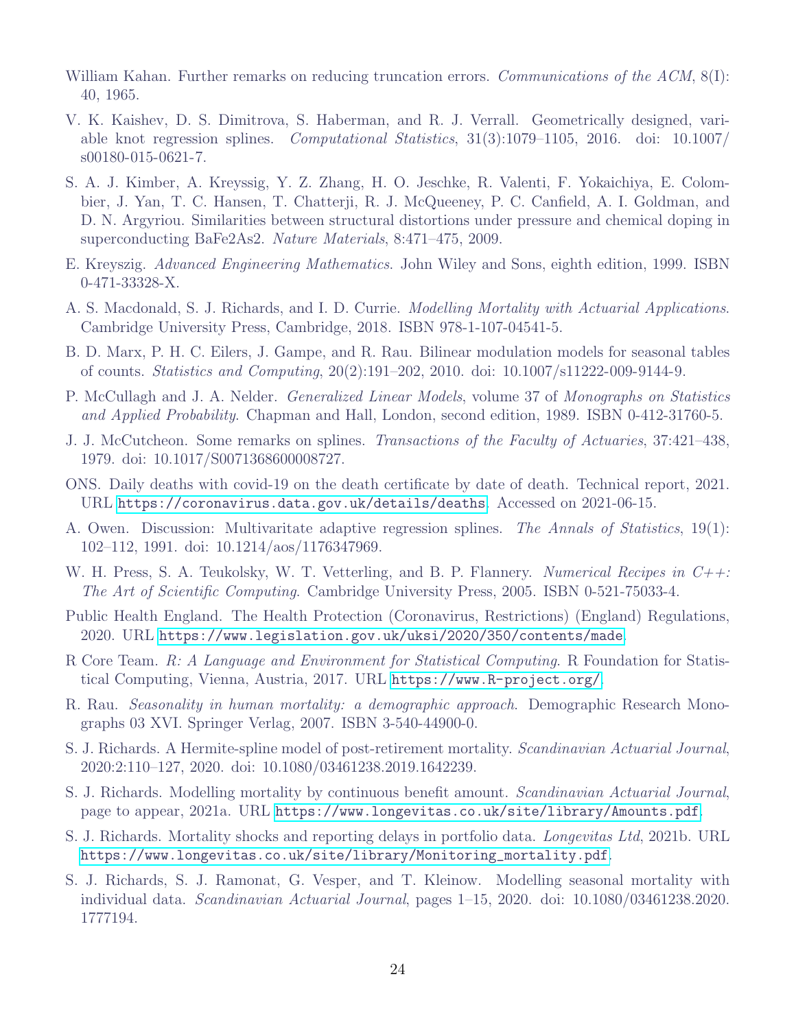William Kahan. Further remarks on reducing truncation errors. *Communications of the ACM*, 8(I): 40, 1965.

V. K. Kaishev, D. S. Dimitrova, S. Haberman, and R. J. Verrall. Geometrically designed, variable knot regression splines. *Computational Statistics*, 31(3):1079–1105, 2016. doi: 10.1007/s00180-015-0621-7.

S. A. J. Kimber, A. Kreyssig, Y. Z. Zhang, H. O. Jeschke, R. Valenti, F. Yokaichiya, E. Colombier, J. Yan, T. C. Hansen, T. Chatterji, R. J. McQueeney, P. C. Canfield, A. I. Goldman, and D. N. Argyriou. Similarities between structural distortions under pressure and chemical doping in superconducting BaFe2As2. *Nature Materials*, 8:471–475, 2009.

E. Kreyszig. *Advanced Engineering Mathematics*. John Wiley and Sons, eighth edition, 1999. ISBN 0-471-33328-X.

A. S. Macdonald, S. J. Richards, and I. D. Currie. *Modelling Mortality with Actuarial Applications*. Cambridge University Press, Cambridge, 2018. ISBN 978-1-107-04541-5.

B. D. Marx, P. H. C. Eilers, J. Gampe, and R. Rau. Bilinear modulation models for seasonal tables of counts. *Statistics and Computing*, 20(2):191–202, 2010. doi: 10.1007/s11222-009-9144-9.

P. McCullagh and J. A. Nelder. *Generalized Linear Models*, volume 37 of *Monographs on Statistics and Applied Probability*. Chapman and Hall, London, second edition, 1989. ISBN 0-412-31760-5.

J. J. McCutcheon. Some remarks on splines. *Transactions of the Faculty of Actuaries*, 37:421–438, 1979. doi: 10.1017/S0071368600008727.

ONS. Daily deaths with covid-19 on the death certificate by date of death. Technical report, 2021. URL `https://coronavirus.data.gov.uk/details/deaths`. Accessed on 2021-06-15.

A. Owen. Discussion: Multivaritate adaptive regression splines. *The Annals of Statistics*, 19(1): 102–112, 1991. doi: 10.1214/aos/1176347969.

W. H. Press, S. A. Teukolsky, W. T. Vetterling, and B. P. Flannery. *Numerical Recipes in C++: The Art of Scientific Computing*. Cambridge University Press, 2005. ISBN 0-521-75033-4.

Public Health England. The Health Protection (Coronavirus, Restrictions) (England) Regulations, 2020. URL `https://www.legislation.gov.uk/uksi/2020/350/contents/made`.

R Core Team. *R: A Language and Environment for Statistical Computing*. R Foundation for Statistical Computing, Vienna, Austria, 2017. URL `https://www.R-project.org/`.

R. Rau. *Seasonality in human mortality: a demographic approach*. Demographic Research Monographs 03 XVI. Springer Verlag, 2007. ISBN 3-540-44900-0.

S. J. Richards. A Hermite-spline model of post-retirement mortality. *Scandinavian Actuarial Journal*, 2020:2:110–127, 2020. doi: 10.1080/03461238.2019.1642239.

S. J. Richards. Modelling mortality by continuous benefit amount. *Scandinavian Actuarial Journal*, page to appear, 2021a. URL `https://www.longevitas.co.uk/site/library/Amounts.pdf`.

S. J. Richards. Mortality shocks and reporting delays in portfolio data. *Longevitas Ltd*, 2021b. URL `https://www.longevitas.co.uk/site/library/Monitoring_mortality.pdf`.

S. J. Richards, S. J. Ramonat, G. Vesper, and T. Kleinow. Modelling seasonal mortality with individual data. *Scandinavian Actuarial Journal*, pages 1–15, 2020. doi: 10.1080/03461238.2020.1777194.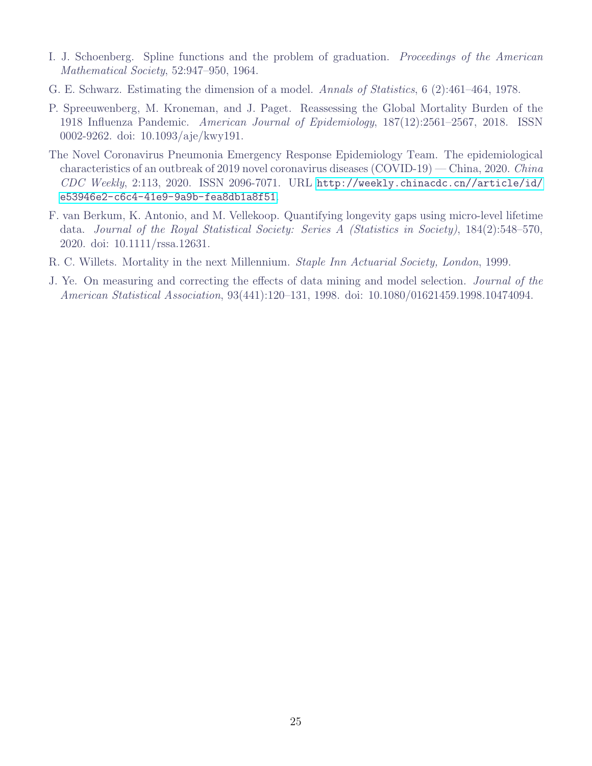I. J. Schoenberg. Spline functions and the problem of graduation. *Proceedings of the American Mathematical Society*, 52:947–950, 1964.

G. E. Schwarz. Estimating the dimension of a model. *Annals of Statistics*, 6 (2):461–464, 1978.

P. Spreeuwenberg, M. Kroneman, and J. Paget. Reassessing the Global Mortality Burden of the 1918 Influenza Pandemic. *American Journal of Epidemiology*, 187(12):2561–2567, 2018. ISSN 0002-9262. doi: 10.1093/aje/kwy191.

The Novel Coronavirus Pneumonia Emergency Response Epidemiology Team. The epidemiological characteristics of an outbreak of 2019 novel coronavirus diseases (COVID-19) — China, 2020. *China CDC Weekly*, 2:113, 2020. ISSN 2096-7071. URL http://weekly.chinacdc.cn//article/id/e53946e2-c6c4-41e9-9a9b-fea8db1a8f51.

F. van Berkum, K. Antonio, and M. Vellekoop. Quantifying longevity gaps using micro-level lifetime data. *Journal of the Royal Statistical Society: Series A (Statistics in Society)*, 184(2):548–570, 2020. doi: 10.1111/rssa.12631.

R. C. Willets. Mortality in the next Millennium. *Staple Inn Actuarial Society, London*, 1999.

J. Ye. On measuring and correcting the effects of data mining and model selection. *Journal of the American Statistical Association*, 93(441):120–131, 1998. doi: 10.1080/01621459.1998.10474094.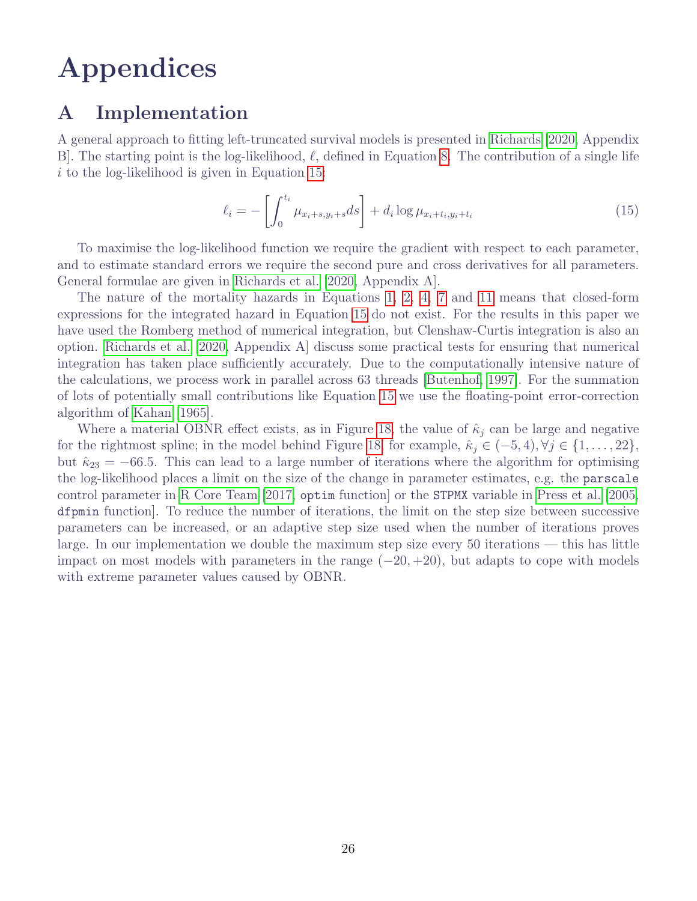# Appendices

## A Implementation

A general approach to fitting left-truncated survival models is presented in Richards [2020, Appendix B]. The starting point is the log-likelihood, $\ell$, defined in Equation 8. The contribution of a single life $i$ to the log-likelihood is given in Equation 15:

$$\ell_i = -\left[\int_0^{t_i} \mu_{x_i+s,y_i+s} ds\right] + d_i \log \mu_{x_i+t_i,y_i+t_i} \tag{15}$$

To maximise the log-likelihood function we require the gradient with respect to each parameter, and to estimate standard errors we require the second pure and cross derivatives for all parameters. General formulae are given in Richards et al. [2020, Appendix A].

The nature of the mortality hazards in Equations 1, 2, 4, 7 and 11 means that closed-form expressions for the integrated hazard in Equation 15 do not exist. For the results in this paper we have used the Romberg method of numerical integration, but Clenshaw-Curtis integration is also an option. Richards et al. [2020, Appendix A] discuss some practical tests for ensuring that numerical integration has taken place sufficiently accurately. Due to the computationally intensive nature of the calculations, we process work in parallel across 63 threads [Butenhof, 1997]. For the summation of lots of potentially small contributions like Equation 15 we use the floating-point error-correction algorithm of Kahan [1965].

Where a material OBNR effect exists, as in Figure 18, the value of $\hat{\kappa}_j$ can be large and negative for the rightmost spline; in the model behind Figure 18, for example, $\hat{\kappa}_j \in (-5, 4), \forall j \in \{1, \ldots, 22\}$, but $\hat{\kappa}_{23} = -66.5$. This can lead to a large number of iterations where the algorithm for optimising the log-likelihood places a limit on the size of the change in parameter estimates, e.g. the `parscale` control parameter in R Core Team [2017, `optim` function] or the `STPMX` variable in Press et al. [2005, `dfpmin` function]. To reduce the number of iterations, the limit on the step size between successive parameters can be increased, or an adaptive step size used when the number of iterations proves large. In our implementation we double the maximum step size every 50 iterations — this has little impact on most models with parameters in the range $(-20, +20)$, but adapts to cope with models with extreme parameter values caused by OBNR.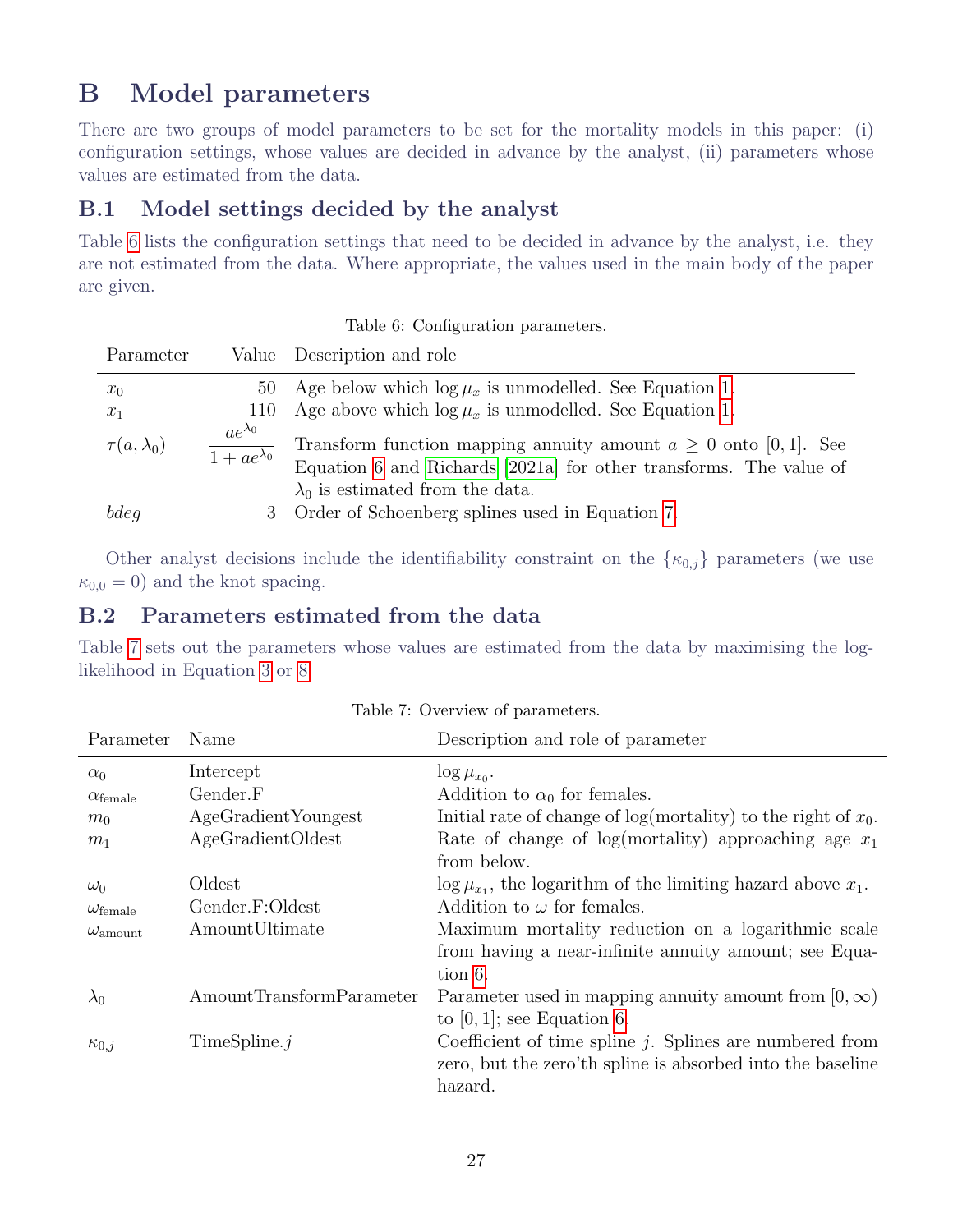# B Model parameters

There are two groups of model parameters to be set for the mortality models in this paper: (i) configuration settings, whose values are decided in advance by the analyst, (ii) parameters whose values are estimated from the data.

## B.1 Model settings decided by the analyst

Table 6 lists the configuration settings that need to be decided in advance by the analyst, i.e. they are not estimated from the data. Where appropriate, the values used in the main body of the paper are given.

Table 6: Configuration parameters.

| Parameter | Value | Description and role |
|---|---|---|
| $x_0$ | 50 | Age below which $\log \mu_x$ is unmodelled. See Equation 1. |
| $x_1$ | 110 | Age above which $\log \mu_x$ is unmodelled. See Equation 1. |
| $\tau(a, \lambda_0)$ | $\dfrac{ae^{\lambda_0}}{1 + ae^{\lambda_0}}$ | Transform function mapping annuity amount $a \geq 0$ onto $[0, 1]$. See Equation 6 and Richards [2021a] for other transforms. The value of $\lambda_0$ is estimated from the data. |
| $bdeg$ | 3 | Order of Schoenberg splines used in Equation 7. |

Other analyst decisions include the identifiability constraint on the $\{\kappa_{0,j}\}$ parameters (we use $\kappa_{0,0} = 0$) and the knot spacing.

## B.2 Parameters estimated from the data

Table 7 sets out the parameters whose values are estimated from the data by maximising the log-likelihood in Equation 3 or 8.

Table 7: Overview of parameters.

| Parameter | Name | Description and role of parameter |
|---|---|---|
| $\alpha_0$ | Intercept | $\log \mu_{x_0}$. |
| $\alpha_{\text{female}}$ | Gender.F | Addition to $\alpha_0$ for females. |
| $m_0$ | AgeGradientYoungest | Initial rate of change of log(mortality) to the right of $x_0$. |
| $m_1$ | AgeGradientOldest | Rate of change of log(mortality) approaching age $x_1$ from below. |
| $\omega_0$ | Oldest | $\log \mu_{x_1}$, the logarithm of the limiting hazard above $x_1$. |
| $\omega_{\text{female}}$ | Gender.F:Oldest | Addition to $\omega$ for females. |
| $\omega_{\text{amount}}$ | AmountUltimate | Maximum mortality reduction on a logarithmic scale from having a near-infinite annuity amount; see Equation 6. |
| $\lambda_0$ | AmountTransformParameter | Parameter used in mapping annuity amount from $[0, \infty)$ to $[0, 1]$; see Equation 6. |
| $\kappa_{0,j}$ | TimeSpline.$j$ | Coefficient of time spline $j$. Splines are numbered from zero, but the zero'th spline is absorbed into the baseline hazard. |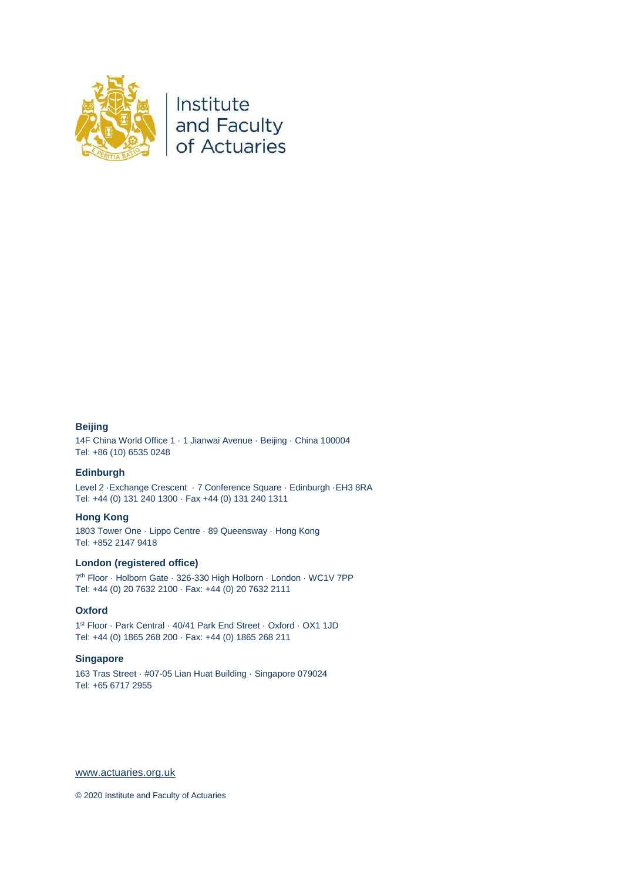Institute and Faculty of Actuaries

**Beijing**

14F China World Office 1 · 1 Jianwai Avenue · Beijing · China 100004
Tel: +86 (10) 6535 0248

**Edinburgh**

Level 2 ·Exchange Crescent · 7 Conference Square · Edinburgh ·EH3 8RA
Tel: +44 (0) 131 240 1300 · Fax +44 (0) 131 240 1311

**Hong Kong**

1803 Tower One · Lippo Centre · 89 Queensway · Hong Kong
Tel: +852 2147 9418

**London (registered office)**

7th Floor · Holborn Gate · 326-330 High Holborn · London · WC1V 7PP
Tel: +44 (0) 20 7632 2100 · Fax: +44 (0) 20 7632 2111

**Oxford**

1st Floor · Park Central · 40/41 Park End Street · Oxford · OX1 1JD
Tel: +44 (0) 1865 268 200 · Fax: +44 (0) 1865 268 211

**Singapore**

163 Tras Street · #07-05 Lian Huat Building · Singapore 079024
Tel: +65 6717 2955

www.actuaries.org.uk

© 2020 Institute and Faculty of Actuaries